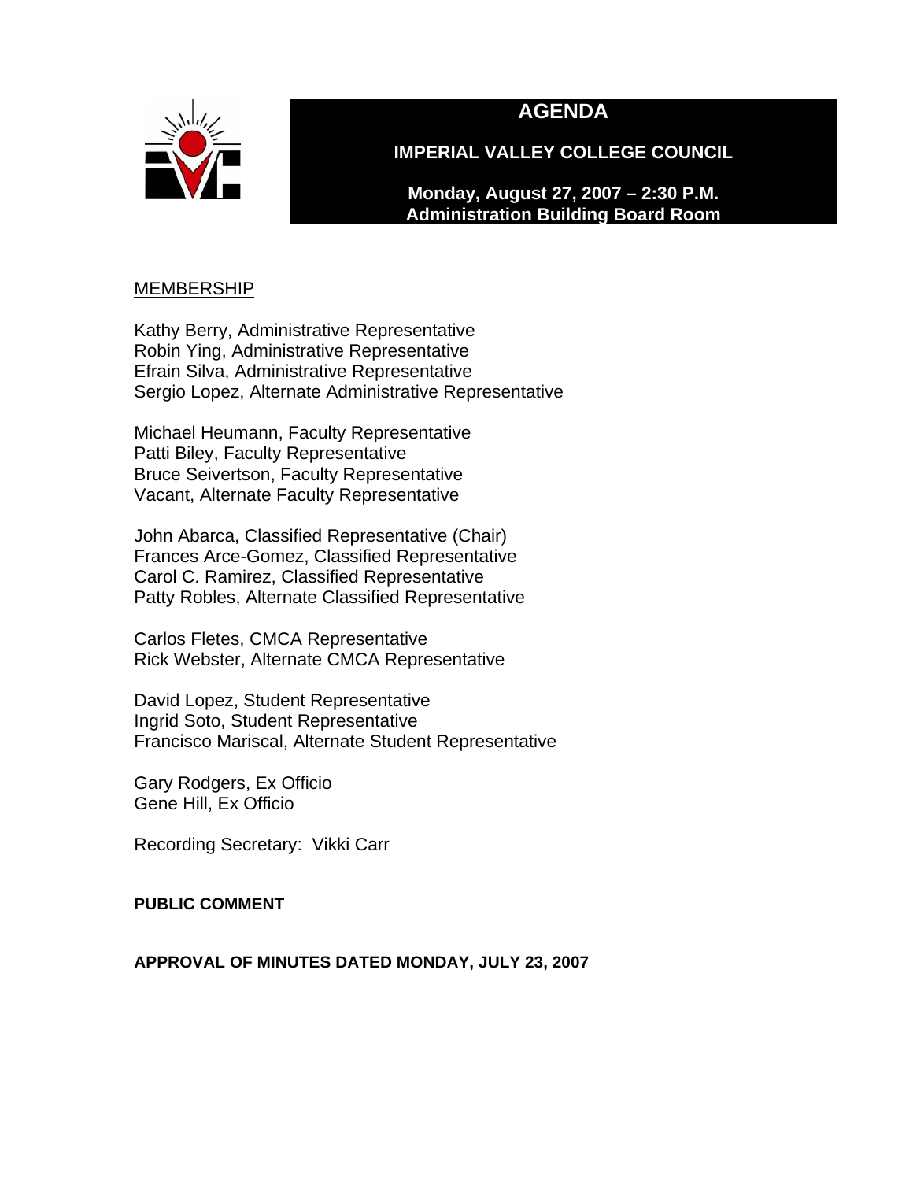# AGENDA

## IMPERIAL VALLEY COLLEGE COUNCIL

**Monday, August 27, 2007 – 2:30 P.M.**
**Administration Building Board Room**

MEMBERSHIP

Kathy Berry, Administrative Representative
Robin Ying, Administrative Representative
Efrain Silva, Administrative Representative
Sergio Lopez, Alternate Administrative Representative

Michael Heumann, Faculty Representative
Patti Biley, Faculty Representative
Bruce Seivertson, Faculty Representative
Vacant, Alternate Faculty Representative

John Abarca, Classified Representative (Chair)
Frances Arce-Gomez, Classified Representative
Carol C. Ramirez, Classified Representative
Patty Robles, Alternate Classified Representative

Carlos Fletes, CMCA Representative
Rick Webster, Alternate CMCA Representative

David Lopez, Student Representative
Ingrid Soto, Student Representative
Francisco Mariscal, Alternate Student Representative

Gary Rodgers, Ex Officio
Gene Hill, Ex Officio

Recording Secretary: Vikki Carr

**PUBLIC COMMENT**

**APPROVAL OF MINUTES DATED MONDAY, JULY 23, 2007**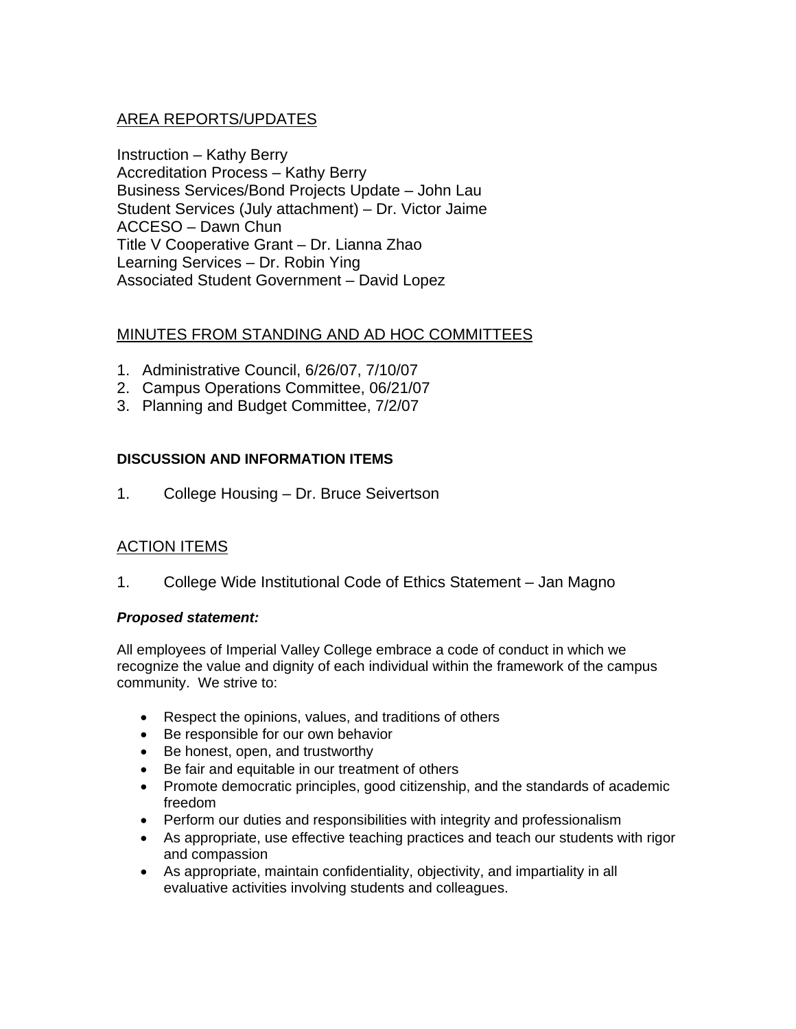## AREA REPORTS/UPDATES

Instruction – Kathy Berry
Accreditation Process – Kathy Berry
Business Services/Bond Projects Update – John Lau
Student Services (July attachment) – Dr. Victor Jaime
ACCESO – Dawn Chun
Title V Cooperative Grant – Dr. Lianna Zhao
Learning Services – Dr. Robin Ying
Associated Student Government – David Lopez

## MINUTES FROM STANDING AND AD HOC COMMITTEES

1. Administrative Council, 6/26/07, 7/10/07
2. Campus Operations Committee, 06/21/07
3. Planning and Budget Committee, 7/2/07

### DISCUSSION AND INFORMATION ITEMS

1. College Housing – Dr. Bruce Seivertson

## ACTION ITEMS

1. College Wide Institutional Code of Ethics Statement – Jan Magno

***Proposed statement:***

All employees of Imperial Valley College embrace a code of conduct in which we recognize the value and dignity of each individual within the framework of the campus community. We strive to:

- Respect the opinions, values, and traditions of others
- Be responsible for our own behavior
- Be honest, open, and trustworthy
- Be fair and equitable in our treatment of others
- Promote democratic principles, good citizenship, and the standards of academic freedom
- Perform our duties and responsibilities with integrity and professionalism
- As appropriate, use effective teaching practices and teach our students with rigor and compassion
- As appropriate, maintain confidentiality, objectivity, and impartiality in all evaluative activities involving students and colleagues.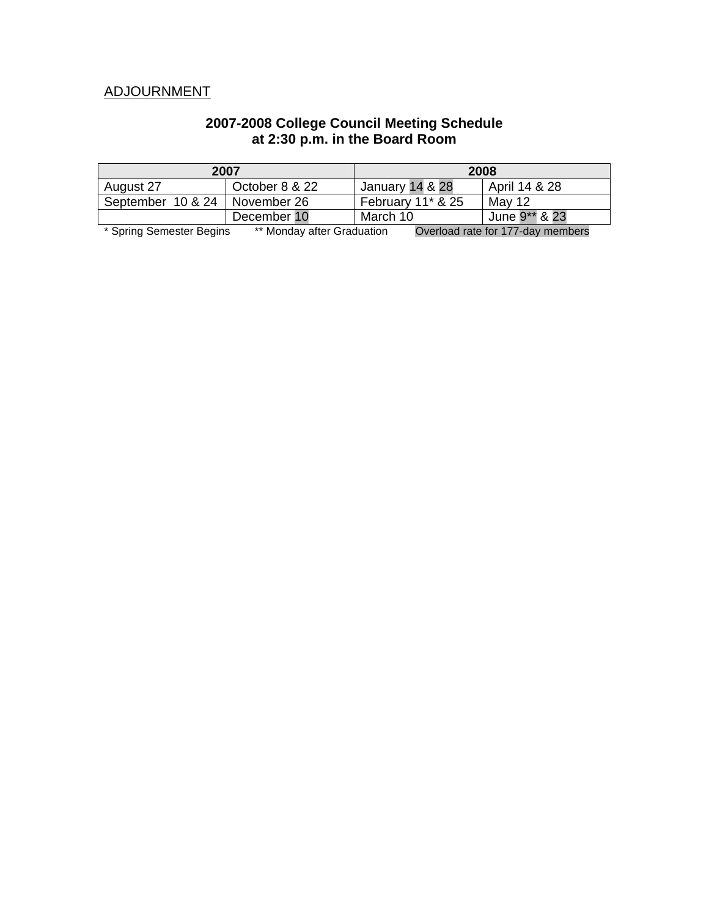ADJOURNMENT

**2007-2008 College Council Meeting Schedule**
**at 2:30 p.m. in the Board Room**

| 2007 | | 2008 | |
|---|---|---|---|
| August 27 | October 8 & 22 | January 14 & 28 | April 14 & 28 |
| September 10 & 24 | November 26 | February 11* & 25 | May 12 |
| | December 10 | March 10 | June 9** & 23 |

\* Spring Semester Begins ** Monday after Graduation Overload rate for 177-day members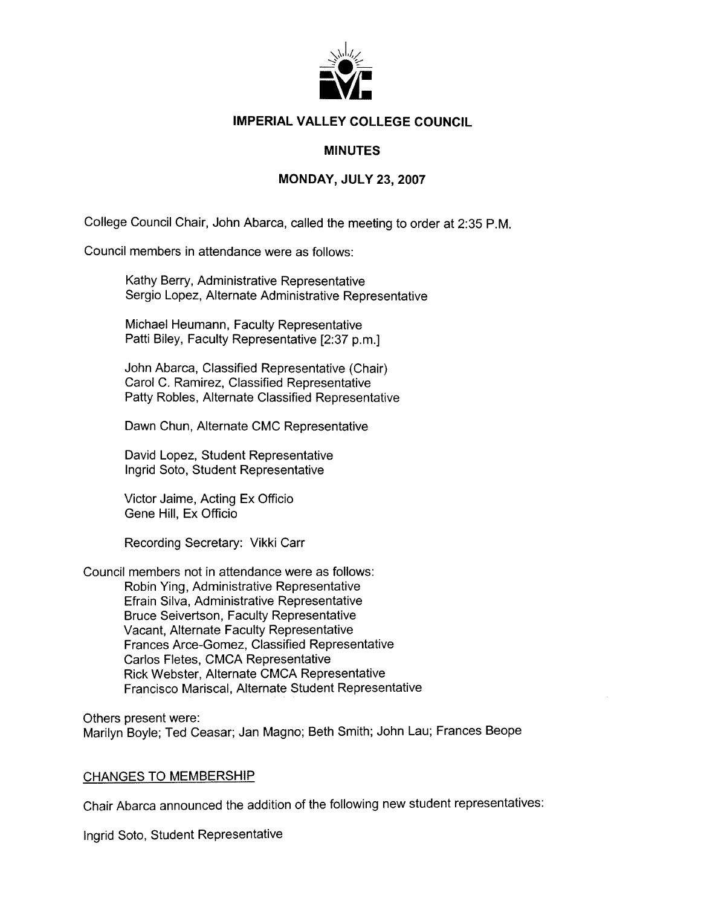# IMPERIAL VALLEY COLLEGE COUNCIL

## MINUTES

### MONDAY, JULY 23, 2007

College Council Chair, John Abarca, called the meeting to order at 2:35 P.M.

Council members in attendance were as follows:

Kathy Berry, Administrative Representative
Sergio Lopez, Alternate Administrative Representative

Michael Heumann, Faculty Representative
Patti Biley, Faculty Representative [2:37 p.m.]

John Abarca, Classified Representative (Chair)
Carol C. Ramirez, Classified Representative
Patty Robles, Alternate Classified Representative

Dawn Chun, Alternate CMC Representative

David Lopez, Student Representative
Ingrid Soto, Student Representative

Victor Jaime, Acting Ex Officio
Gene Hill, Ex Officio

Recording Secretary: Vikki Carr

Council members not in attendance were as follows:
Robin Ying, Administrative Representative
Efrain Silva, Administrative Representative
Bruce Seivertson, Faculty Representative
Vacant, Alternate Faculty Representative
Frances Arce-Gomez, Classified Representative
Carlos Fletes, CMCA Representative
Rick Webster, Alternate CMCA Representative
Francisco Mariscal, Alternate Student Representative

Others present were:
Marilyn Boyle; Ted Ceasar; Jan Magno; Beth Smith; John Lau; Frances Beope

CHANGES TO MEMBERSHIP

Chair Abarca announced the addition of the following new student representatives:

Ingrid Soto, Student Representative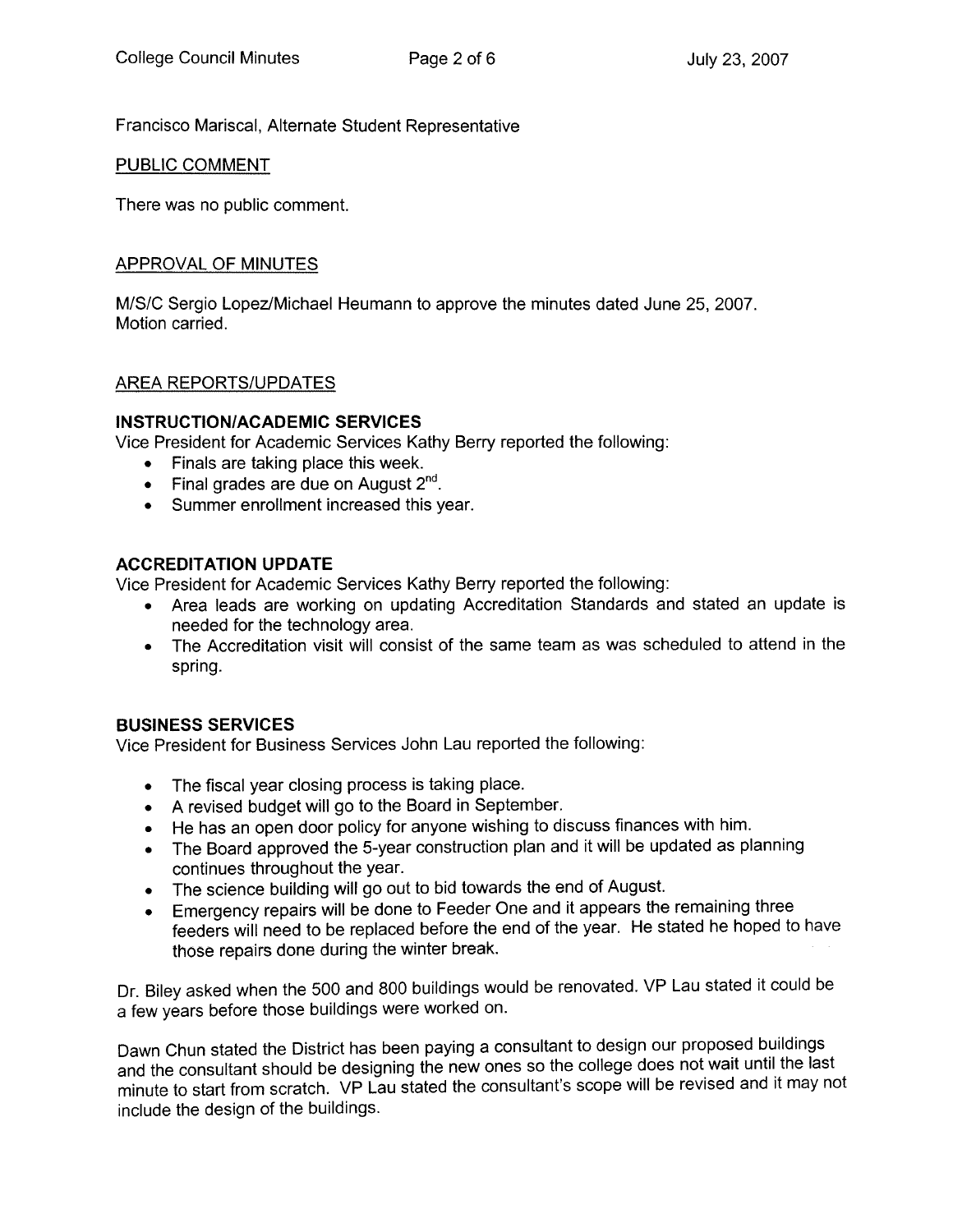Francisco Mariscal, Alternate Student Representative

PUBLIC COMMENT

There was no public comment.

APPROVAL OF MINUTES

M/S/C Sergio Lopez/Michael Heumann to approve the minutes dated June 25, 2007.
Motion carried.

AREA REPORTS/UPDATES

**INSTRUCTION/ACADEMIC SERVICES**
Vice President for Academic Services Kathy Berry reported the following:

- Finals are taking place this week.
- Final grades are due on August 2nd.
- Summer enrollment increased this year.

**ACCREDITATION UPDATE**
Vice President for Academic Services Kathy Berry reported the following:

- Area leads are working on updating Accreditation Standards and stated an update is needed for the technology area.
- The Accreditation visit will consist of the same team as was scheduled to attend in the spring.

**BUSINESS SERVICES**
Vice President for Business Services John Lau reported the following:

- The fiscal year closing process is taking place.
- A revised budget will go to the Board in September.
- He has an open door policy for anyone wishing to discuss finances with him.
- The Board approved the 5-year construction plan and it will be updated as planning continues throughout the year.
- The science building will go out to bid towards the end of August.
- Emergency repairs will be done to Feeder One and it appears the remaining three feeders will need to be replaced before the end of the year. He stated he hoped to have those repairs done during the winter break.

Dr. Biley asked when the 500 and 800 buildings would be renovated. VP Lau stated it could be a few years before those buildings were worked on.

Dawn Chun stated the District has been paying a consultant to design our proposed buildings and the consultant should be designing the new ones so the college does not wait until the last minute to start from scratch. VP Lau stated the consultant's scope will be revised and it may not include the design of the buildings.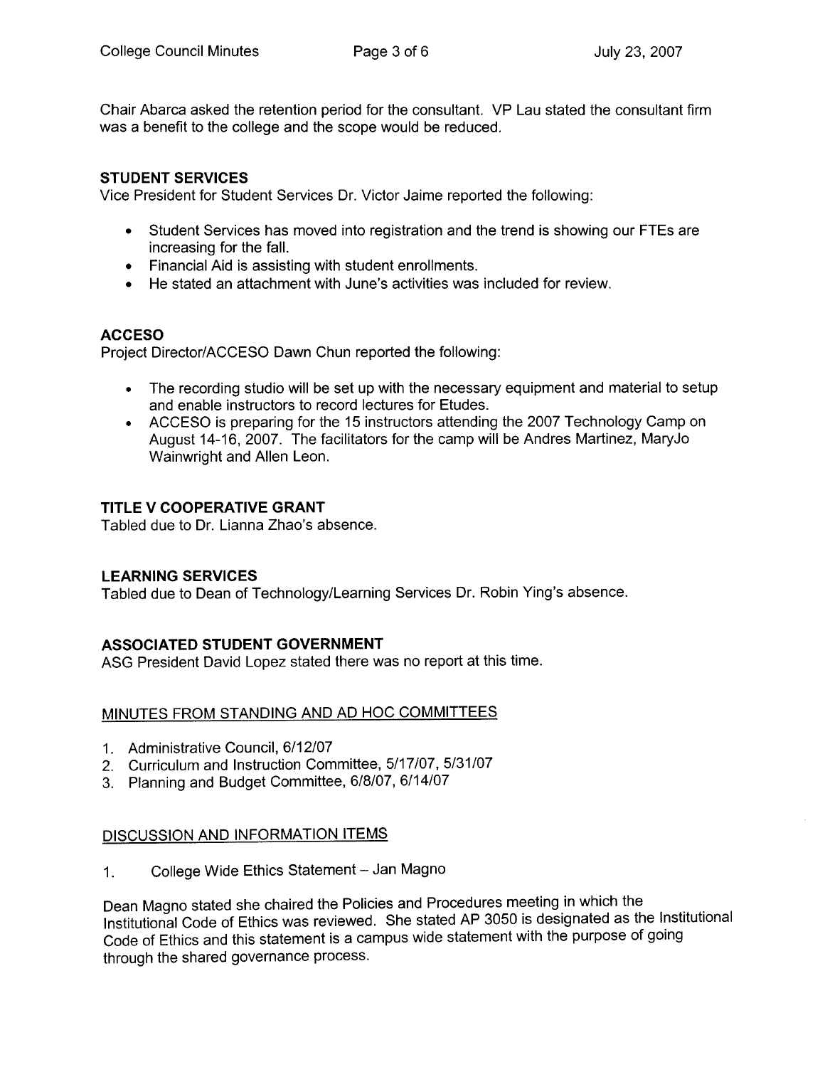Chair Abarca asked the retention period for the consultant. VP Lau stated the consultant firm was a benefit to the college and the scope would be reduced.

### STUDENT SERVICES

Vice President for Student Services Dr. Victor Jaime reported the following:

- Student Services has moved into registration and the trend is showing our FTEs are increasing for the fall.
- Financial Aid is assisting with student enrollments.
- He stated an attachment with June's activities was included for review.

### ACCESO

Project Director/ACCESO Dawn Chun reported the following:

- The recording studio will be set up with the necessary equipment and material to setup and enable instructors to record lectures for Etudes.
- ACCESO is preparing for the 15 instructors attending the 2007 Technology Camp on August 14-16, 2007. The facilitators for the camp will be Andres Martinez, MaryJo Wainwright and Allen Leon.

### TITLE V COOPERATIVE GRANT

Tabled due to Dr. Lianna Zhao's absence.

### LEARNING SERVICES

Tabled due to Dean of Technology/Learning Services Dr. Robin Ying's absence.

### ASSOCIATED STUDENT GOVERNMENT

ASG President David Lopez stated there was no report at this time.

### MINUTES FROM STANDING AND AD HOC COMMITTEES

1. Administrative Council, 6/12/07
2. Curriculum and Instruction Committee, 5/17/07, 5/31/07
3. Planning and Budget Committee, 6/8/07, 6/14/07

### DISCUSSION AND INFORMATION ITEMS

1. College Wide Ethics Statement – Jan Magno

Dean Magno stated she chaired the Policies and Procedures meeting in which the Institutional Code of Ethics was reviewed. She stated AP 3050 is designated as the Institutional Code of Ethics and this statement is a campus wide statement with the purpose of going through the shared governance process.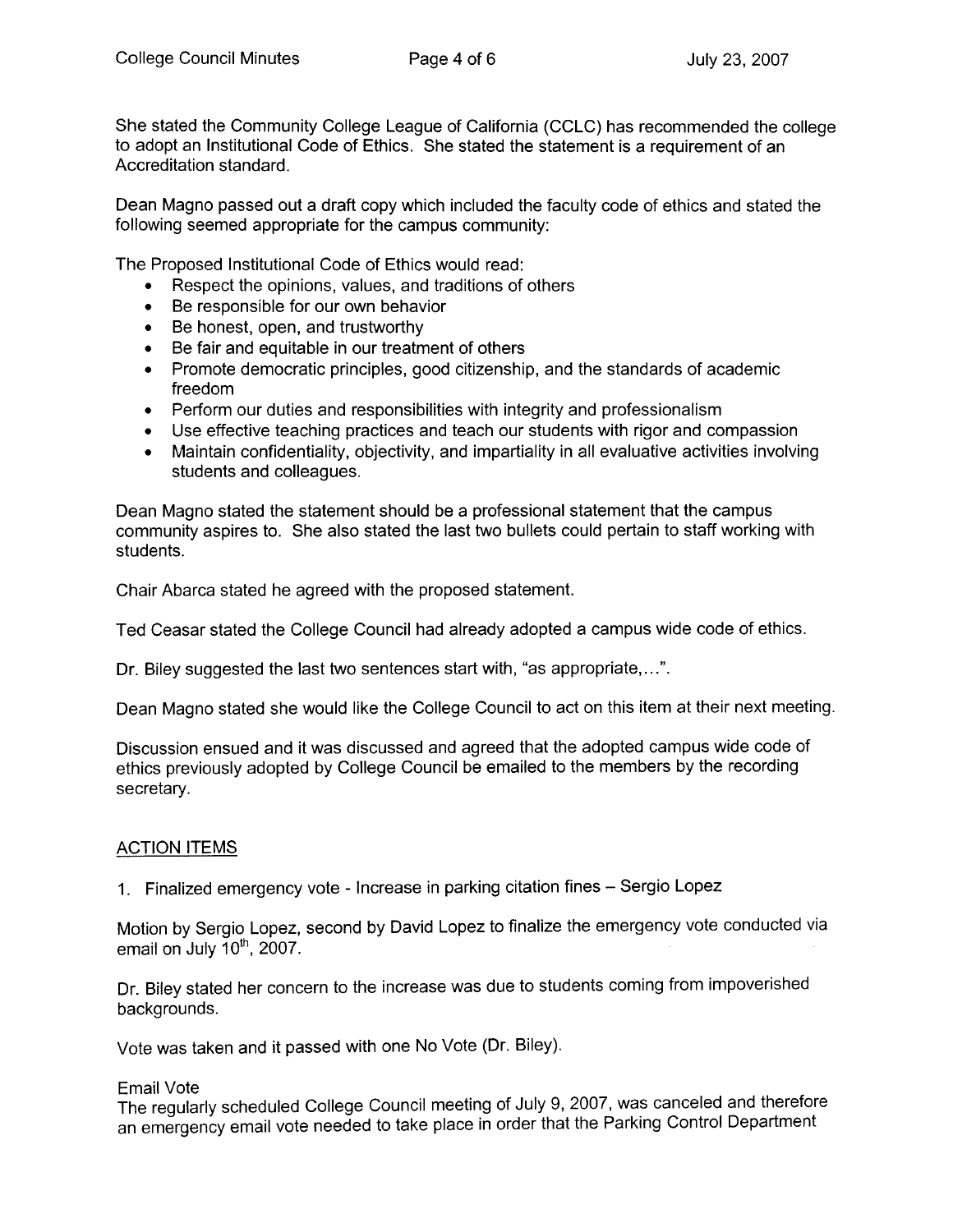She stated the Community College League of California (CCLC) has recommended the college to adopt an Institutional Code of Ethics. She stated the statement is a requirement of an Accreditation standard.

Dean Magno passed out a draft copy which included the faculty code of ethics and stated the following seemed appropriate for the campus community:

The Proposed Institutional Code of Ethics would read:

- Respect the opinions, values, and traditions of others
- Be responsible for our own behavior
- Be honest, open, and trustworthy
- Be fair and equitable in our treatment of others
- Promote democratic principles, good citizenship, and the standards of academic freedom
- Perform our duties and responsibilities with integrity and professionalism
- Use effective teaching practices and teach our students with rigor and compassion
- Maintain confidentiality, objectivity, and impartiality in all evaluative activities involving students and colleagues.

Dean Magno stated the statement should be a professional statement that the campus community aspires to. She also stated the last two bullets could pertain to staff working with students.

Chair Abarca stated he agreed with the proposed statement.

Ted Ceasar stated the College Council had already adopted a campus wide code of ethics.

Dr. Biley suggested the last two sentences start with, "as appropriate,…".

Dean Magno stated she would like the College Council to act on this item at their next meeting.

Discussion ensued and it was discussed and agreed that the adopted campus wide code of ethics previously adopted by College Council be emailed to the members by the recording secretary.

## ACTION ITEMS

1. Finalized emergency vote - Increase in parking citation fines – Sergio Lopez

Motion by Sergio Lopez, second by David Lopez to finalize the emergency vote conducted via email on July 10th, 2007.

Dr. Biley stated her concern to the increase was due to students coming from impoverished backgrounds.

Vote was taken and it passed with one No Vote (Dr. Biley).

Email Vote
The regularly scheduled College Council meeting of July 9, 2007, was canceled and therefore an emergency email vote needed to take place in order that the Parking Control Department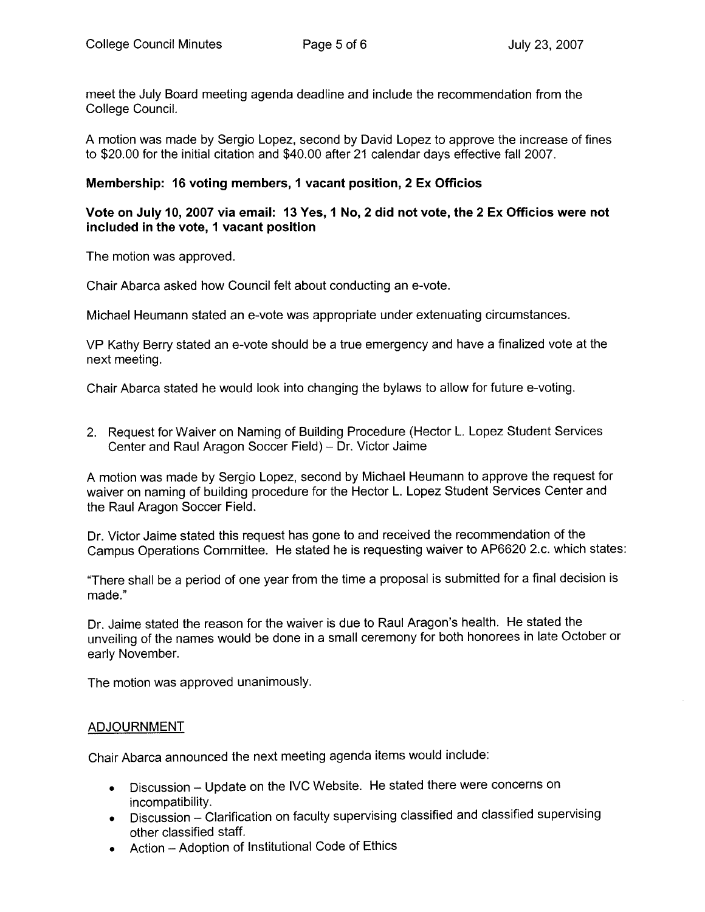meet the July Board meeting agenda deadline and include the recommendation from the College Council.

A motion was made by Sergio Lopez, second by David Lopez to approve the increase of fines to $20.00 for the initial citation and $40.00 after 21 calendar days effective fall 2007.

**Membership: 16 voting members, 1 vacant position, 2 Ex Officios**

**Vote on July 10, 2007 via email: 13 Yes, 1 No, 2 did not vote, the 2 Ex Officios were not included in the vote, 1 vacant position**

The motion was approved.

Chair Abarca asked how Council felt about conducting an e-vote.

Michael Heumann stated an e-vote was appropriate under extenuating circumstances.

VP Kathy Berry stated an e-vote should be a true emergency and have a finalized vote at the next meeting.

Chair Abarca stated he would look into changing the bylaws to allow for future e-voting.

2. Request for Waiver on Naming of Building Procedure (Hector L. Lopez Student Services Center and Raul Aragon Soccer Field) – Dr. Victor Jaime

A motion was made by Sergio Lopez, second by Michael Heumann to approve the request for waiver on naming of building procedure for the Hector L. Lopez Student Services Center and the Raul Aragon Soccer Field.

Dr. Victor Jaime stated this request has gone to and received the recommendation of the Campus Operations Committee. He stated he is requesting waiver to AP6620 2.c. which states:

"There shall be a period of one year from the time a proposal is submitted for a final decision is made."

Dr. Jaime stated the reason for the waiver is due to Raul Aragon's health. He stated the unveiling of the names would be done in a small ceremony for both honorees in late October or early November.

The motion was approved unanimously.

## ADJOURNMENT

Chair Abarca announced the next meeting agenda items would include:

- Discussion – Update on the IVC Website. He stated there were concerns on incompatibility.
- Discussion – Clarification on faculty supervising classified and classified supervising other classified staff.
- Action – Adoption of Institutional Code of Ethics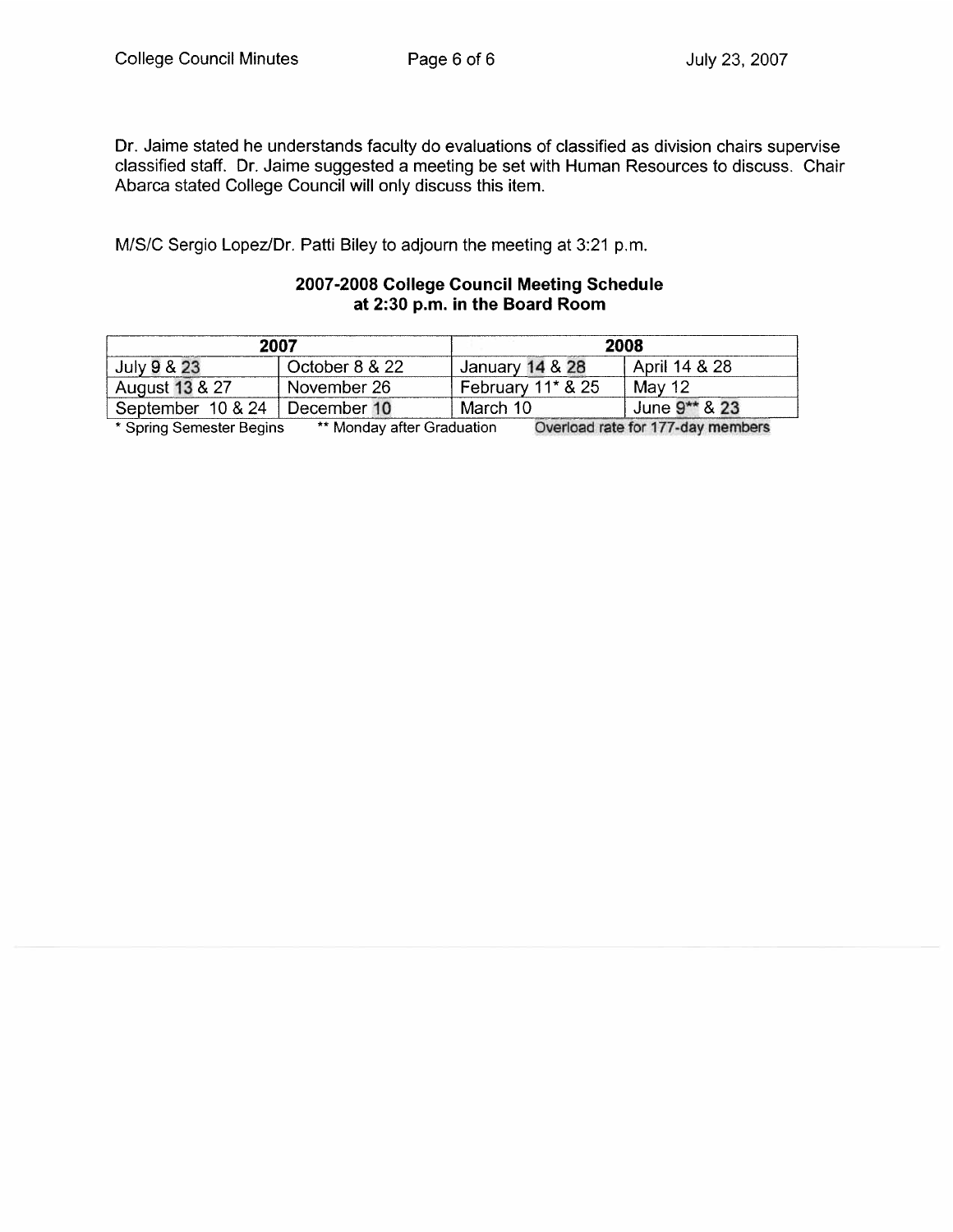Dr. Jaime stated he understands faculty do evaluations of classified as division chairs supervise classified staff. Dr. Jaime suggested a meeting be set with Human Resources to discuss. Chair Abarca stated College Council will only discuss this item.

M/S/C Sergio Lopez/Dr. Patti Biley to adjourn the meeting at 3:21 p.m.

## 2007-2008 College Council Meeting Schedule at 2:30 p.m. in the Board Room

| 2007 | | 2008 | |
|---|---|---|---|
| July 9 & 23 | October 8 & 22 | January 14 & 28 | April 14 & 28 |
| August 13 & 27 | November 26 | February 11* & 25 | May 12 |
| September 10 & 24 | December 10 | March 10 | June 9** & 23 |

\* Spring Semester Begins  ** Monday after Graduation  Overload rate for 177-day members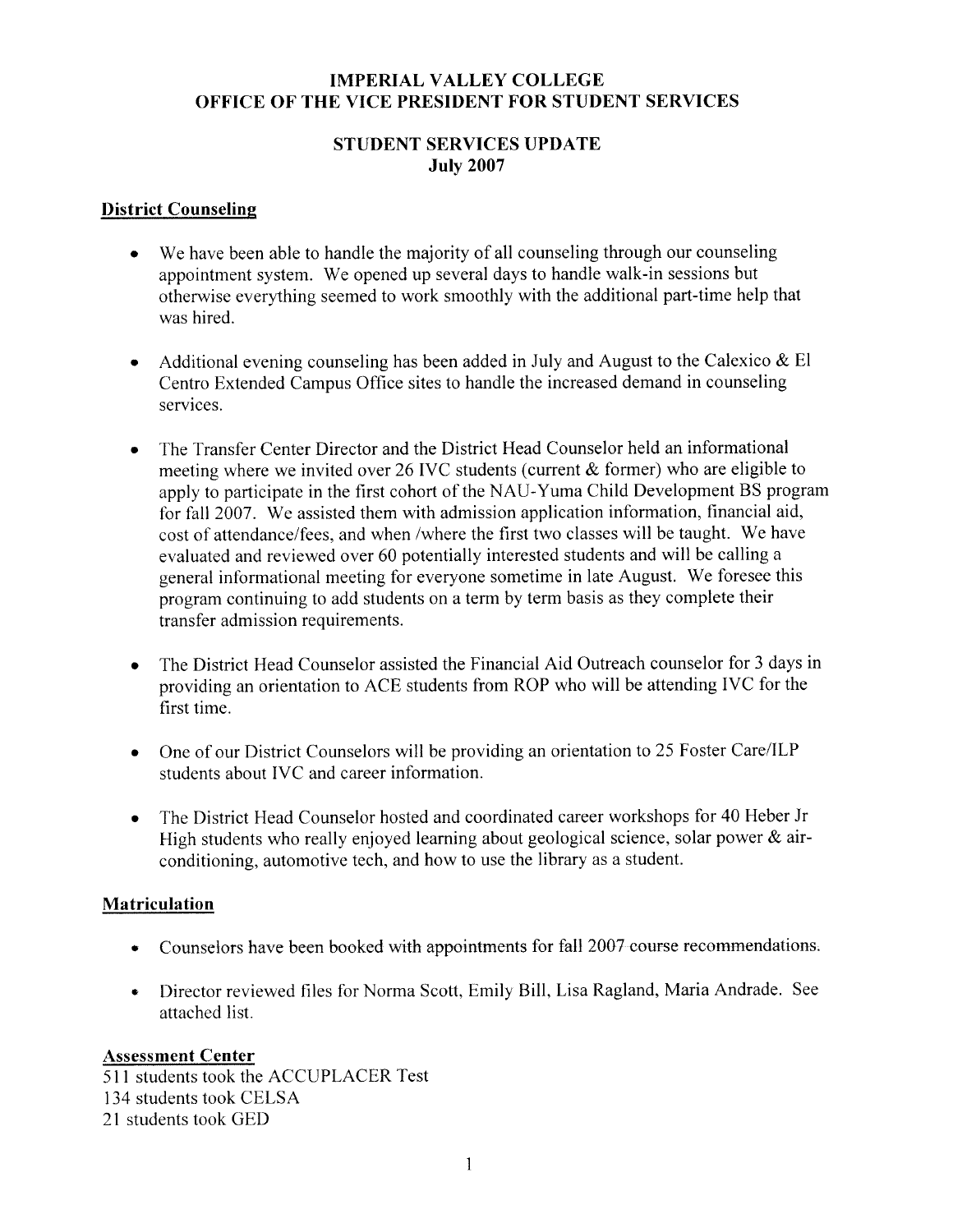# IMPERIAL VALLEY COLLEGE
# OFFICE OF THE VICE PRESIDENT FOR STUDENT SERVICES

## STUDENT SERVICES UPDATE
## July 2007

### District Counseling

- We have been able to handle the majority of all counseling through our counseling appointment system. We opened up several days to handle walk-in sessions but otherwise everything seemed to work smoothly with the additional part-time help that was hired.

- Additional evening counseling has been added in July and August to the Calexico & El Centro Extended Campus Office sites to handle the increased demand in counseling services.

- The Transfer Center Director and the District Head Counselor held an informational meeting where we invited over 26 IVC students (current & former) who are eligible to apply to participate in the first cohort of the NAU-Yuma Child Development BS program for fall 2007. We assisted them with admission application information, financial aid, cost of attendance/fees, and when /where the first two classes will be taught. We have evaluated and reviewed over 60 potentially interested students and will be calling a general informational meeting for everyone sometime in late August. We foresee this program continuing to add students on a term by term basis as they complete their transfer admission requirements.

- The District Head Counselor assisted the Financial Aid Outreach counselor for 3 days in providing an orientation to ACE students from ROP who will be attending IVC for the first time.

- One of our District Counselors will be providing an orientation to 25 Foster Care/ILP students about IVC and career information.

- The District Head Counselor hosted and coordinated career workshops for 40 Heber Jr High students who really enjoyed learning about geological science, solar power & air-conditioning, automotive tech, and how to use the library as a student.

### Matriculation

- Counselors have been booked with appointments for fall 2007 course recommendations.

- Director reviewed files for Norma Scott, Emily Bill, Lisa Ragland, Maria Andrade. See attached list.

### Assessment Center

511 students took the ACCUPLACER Test
134 students took CELSA
21 students took GED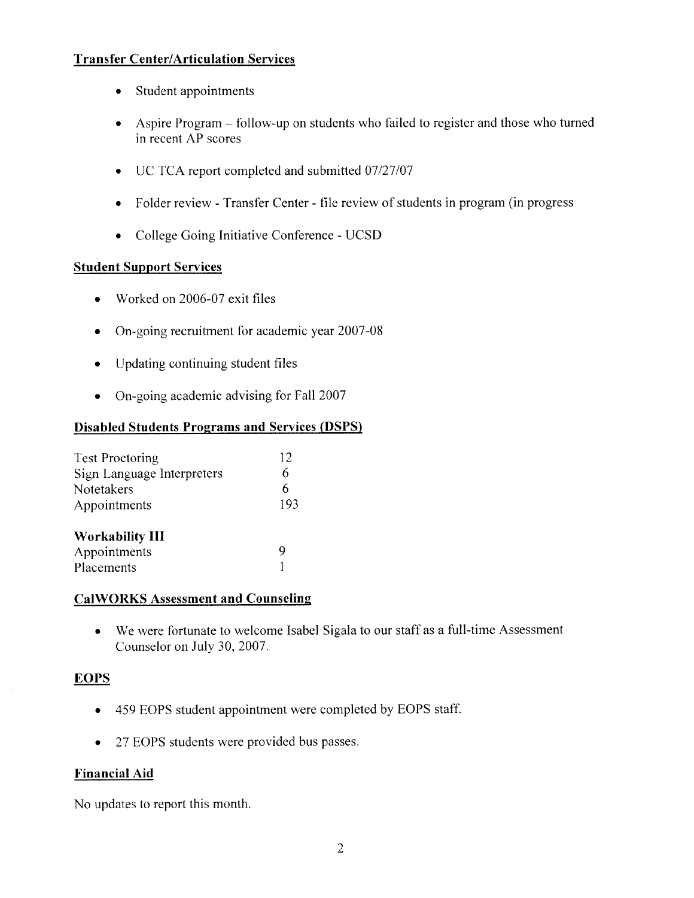**Transfer Center/Articulation Services**

- Student appointments
- Aspire Program – follow-up on students who failed to register and those who turned in recent AP scores
- UC TCA report completed and submitted 07/27/07
- Folder review - Transfer Center - file review of students in program (in progress
- College Going Initiative Conference - UCSD

**Student Support Services**

- Worked on 2006-07 exit files
- On-going recruitment for academic year 2007-08
- Updating continuing student files
- On-going academic advising for Fall 2007

**Disabled Students Programs and Services (DSPS)**

| | |
|---|---|
| Test Proctoring | 12 |
| Sign Language Interpreters | 6 |
| Notetakers | 6 |
| Appointments | 193 |

**Workability III**

| | |
|---|---|
| Appointments | 9 |
| Placements | 1 |

**CalWORKS Assessment and Counseling**

- We were fortunate to welcome Isabel Sigala to our staff as a full-time Assessment Counselor on July 30, 2007.

**EOPS**

- 459 EOPS student appointment were completed by EOPS staff.
- 27 EOPS students were provided bus passes.

**Financial Aid**

No updates to report this month.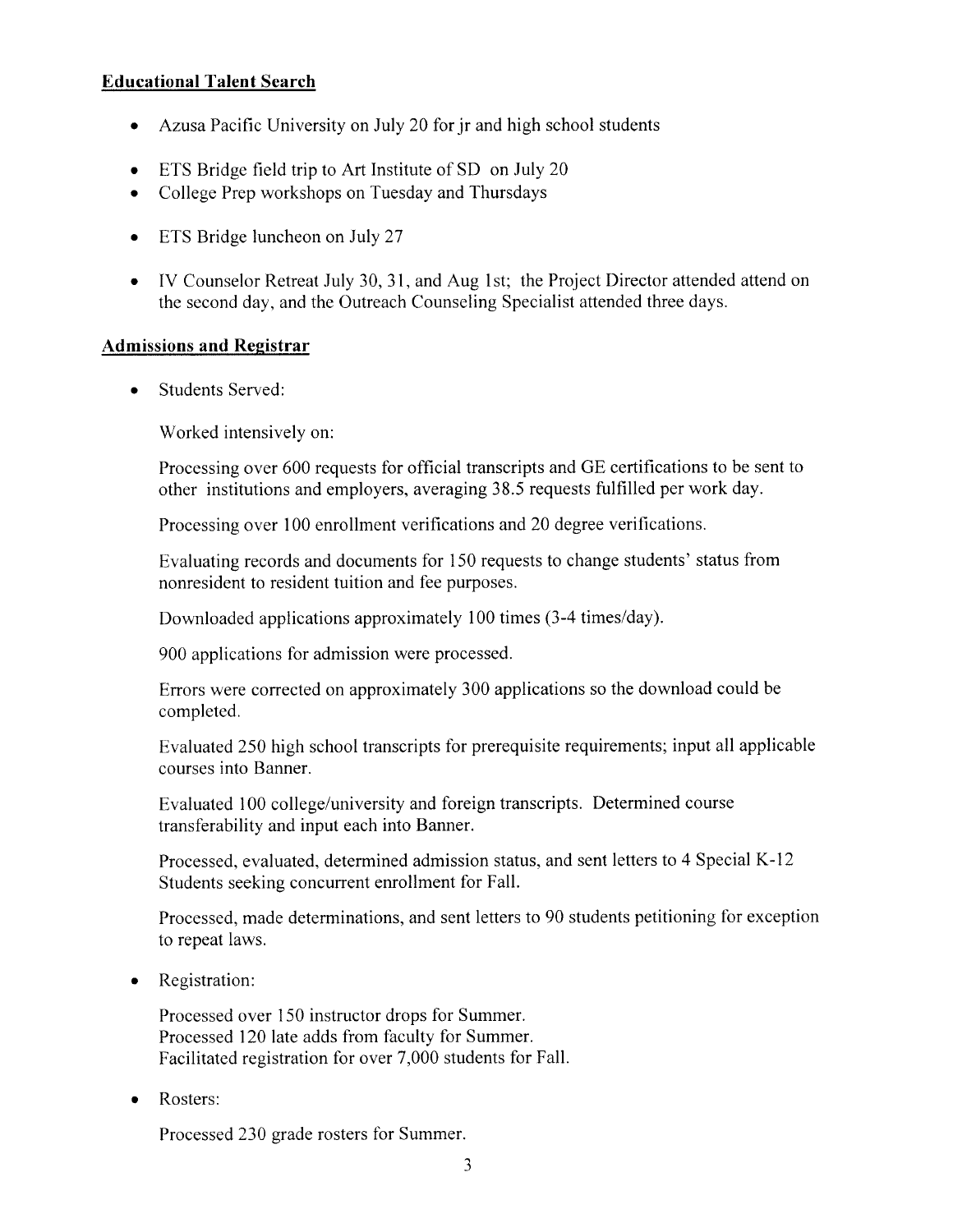**Educational Talent Search**

- Azusa Pacific University on July 20 for jr and high school students
- ETS Bridge field trip to Art Institute of SD on July 20
- College Prep workshops on Tuesday and Thursdays
- ETS Bridge luncheon on July 27
- IV Counselor Retreat July 30, 31, and Aug 1st; the Project Director attended attend on the second day, and the Outreach Counseling Specialist attended three days.

**Admissions and Registrar**

- Students Served:

  Worked intensively on:

  Processing over 600 requests for official transcripts and GE certifications to be sent to other institutions and employers, averaging 38.5 requests fulfilled per work day.

  Processing over 100 enrollment verifications and 20 degree verifications.

  Evaluating records and documents for 150 requests to change students' status from nonresident to resident tuition and fee purposes.

  Downloaded applications approximately 100 times (3-4 times/day).

  900 applications for admission were processed.

  Errors were corrected on approximately 300 applications so the download could be completed.

  Evaluated 250 high school transcripts for prerequisite requirements; input all applicable courses into Banner.

  Evaluated 100 college/university and foreign transcripts. Determined course transferability and input each into Banner.

  Processed, evaluated, determined admission status, and sent letters to 4 Special K-12 Students seeking concurrent enrollment for Fall.

  Processed, made determinations, and sent letters to 90 students petitioning for exception to repeat laws.

- Registration:

  Processed over 150 instructor drops for Summer.
  Processed 120 late adds from faculty for Summer.
  Facilitated registration for over 7,000 students for Fall.

- Rosters:

  Processed 230 grade rosters for Summer.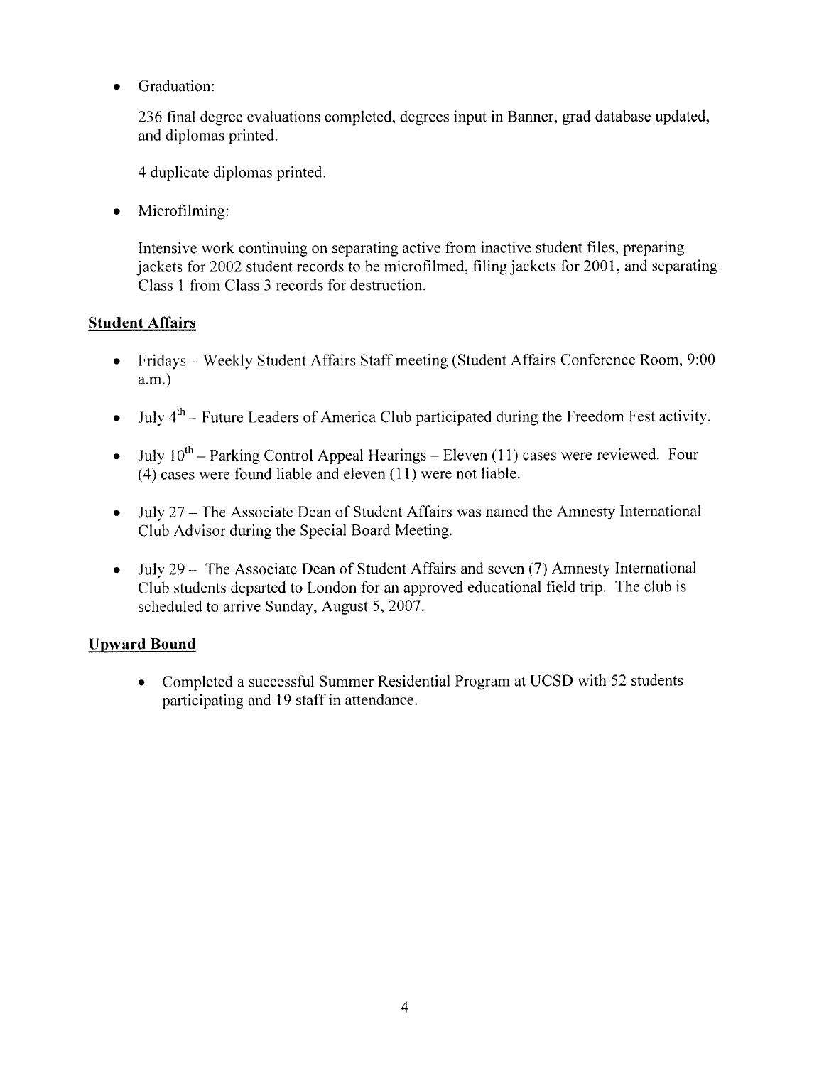- Graduation:

  236 final degree evaluations completed, degrees input in Banner, grad database updated, and diplomas printed.

  4 duplicate diplomas printed.

- Microfilming:

  Intensive work continuing on separating active from inactive student files, preparing jackets for 2002 student records to be microfilmed, filing jackets for 2001, and separating Class 1 from Class 3 records for destruction.

**Student Affairs**

- Fridays – Weekly Student Affairs Staff meeting (Student Affairs Conference Room, 9:00 a.m.)
- July 4th – Future Leaders of America Club participated during the Freedom Fest activity.
- July 10th – Parking Control Appeal Hearings – Eleven (11) cases were reviewed. Four (4) cases were found liable and eleven (11) were not liable.
- July 27 – The Associate Dean of Student Affairs was named the Amnesty International Club Advisor during the Special Board Meeting.
- July 29 – The Associate Dean of Student Affairs and seven (7) Amnesty International Club students departed to London for an approved educational field trip. The club is scheduled to arrive Sunday, August 5, 2007.

**Upward Bound**

- Completed a successful Summer Residential Program at UCSD with 52 students participating and 19 staff in attendance.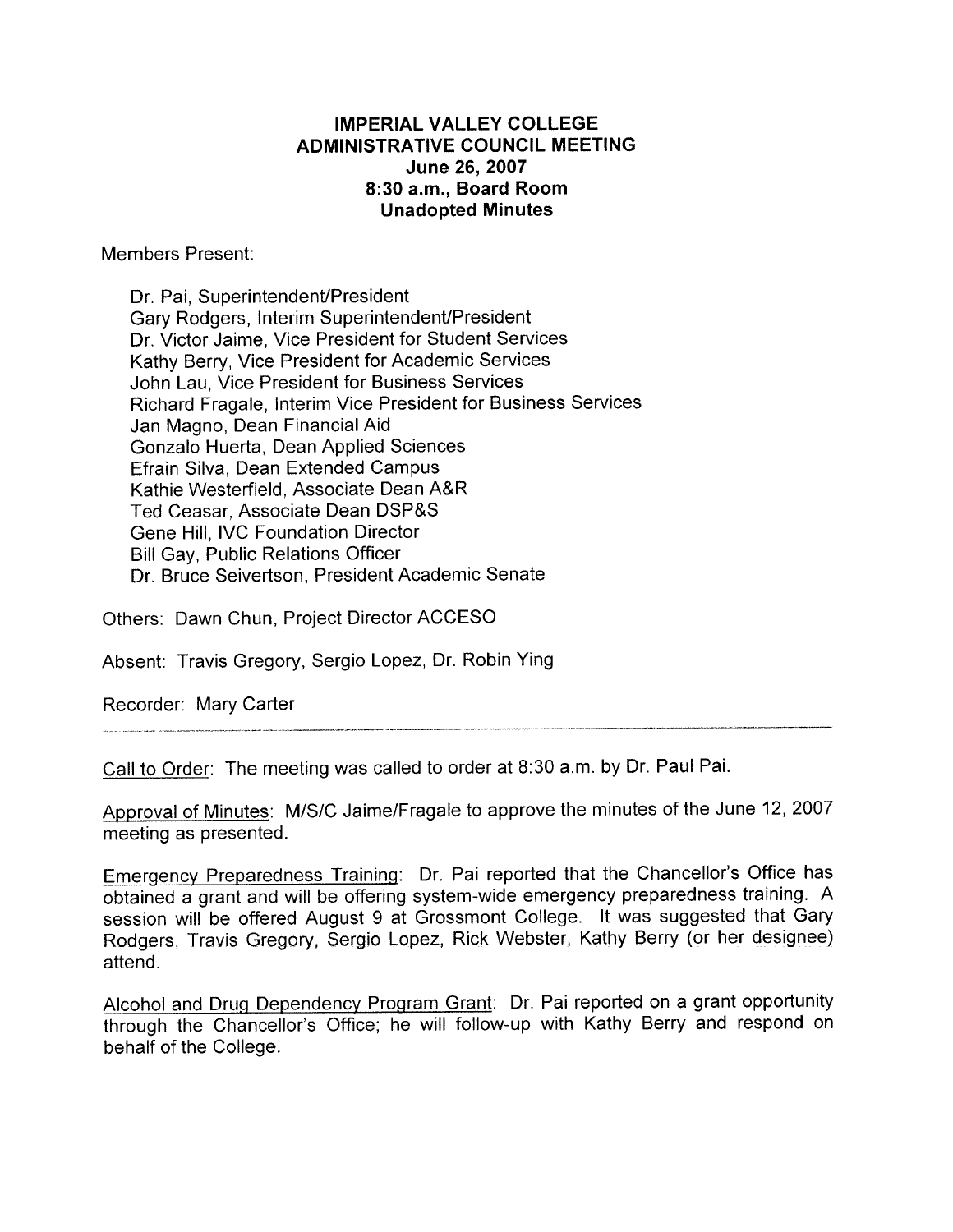# IMPERIAL VALLEY COLLEGE
## ADMINISTRATIVE COUNCIL MEETING
### June 26, 2007
### 8:30 a.m., Board Room
### Unadopted Minutes

Members Present:

Dr. Pai, Superintendent/President
Gary Rodgers, Interim Superintendent/President
Dr. Victor Jaime, Vice President for Student Services
Kathy Berry, Vice President for Academic Services
John Lau, Vice President for Business Services
Richard Fragale, Interim Vice President for Business Services
Jan Magno, Dean Financial Aid
Gonzalo Huerta, Dean Applied Sciences
Efrain Silva, Dean Extended Campus
Kathie Westerfield, Associate Dean A&R
Ted Ceasar, Associate Dean DSP&S
Gene Hill, IVC Foundation Director
Bill Gay, Public Relations Officer
Dr. Bruce Seivertson, President Academic Senate

Others: Dawn Chun, Project Director ACCESO

Absent: Travis Gregory, Sergio Lopez, Dr. Robin Ying

Recorder: Mary Carter

---

Call to Order: The meeting was called to order at 8:30 a.m. by Dr. Paul Pai.

Approval of Minutes: M/S/C Jaime/Fragale to approve the minutes of the June 12, 2007 meeting as presented.

Emergency Preparedness Training: Dr. Pai reported that the Chancellor's Office has obtained a grant and will be offering system-wide emergency preparedness training. A session will be offered August 9 at Grossmont College. It was suggested that Gary Rodgers, Travis Gregory, Sergio Lopez, Rick Webster, Kathy Berry (or her designee) attend.

Alcohol and Drug Dependency Program Grant: Dr. Pai reported on a grant opportunity through the Chancellor's Office; he will follow-up with Kathy Berry and respond on behalf of the College.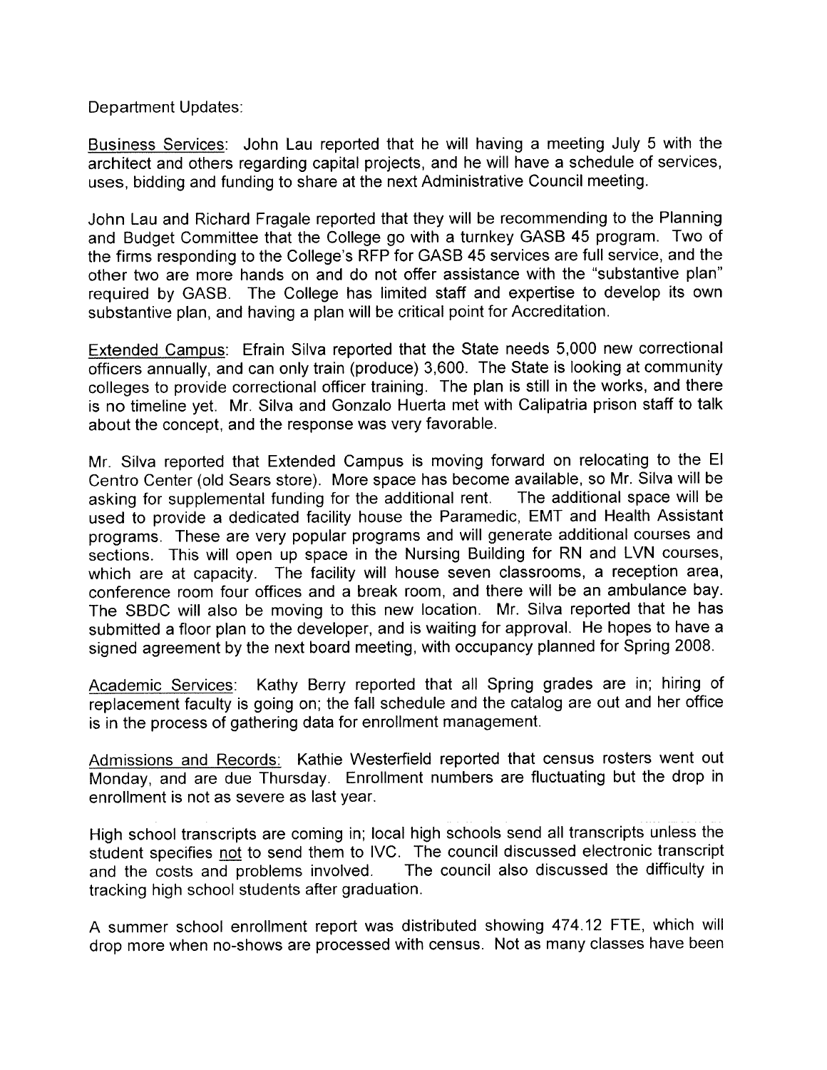Department Updates:

<u>Business Services</u>: John Lau reported that he will having a meeting July 5 with the architect and others regarding capital projects, and he will have a schedule of services, uses, bidding and funding to share at the next Administrative Council meeting.

John Lau and Richard Fragale reported that they will be recommending to the Planning and Budget Committee that the College go with a turnkey GASB 45 program. Two of the firms responding to the College's RFP for GASB 45 services are full service, and the other two are more hands on and do not offer assistance with the "substantive plan" required by GASB. The College has limited staff and expertise to develop its own substantive plan, and having a plan will be critical point for Accreditation.

<u>Extended Campus</u>: Efrain Silva reported that the State needs 5,000 new correctional officers annually, and can only train (produce) 3,600. The State is looking at community colleges to provide correctional officer training. The plan is still in the works, and there is no timeline yet. Mr. Silva and Gonzalo Huerta met with Calipatria prison staff to talk about the concept, and the response was very favorable.

Mr. Silva reported that Extended Campus is moving forward on relocating to the El Centro Center (old Sears store). More space has become available, so Mr. Silva will be asking for supplemental funding for the additional rent. The additional space will be used to provide a dedicated facility house the Paramedic, EMT and Health Assistant programs. These are very popular programs and will generate additional courses and sections. This will open up space in the Nursing Building for RN and LVN courses, which are at capacity. The facility will house seven classrooms, a reception area, conference room four offices and a break room, and there will be an ambulance bay. The SBDC will also be moving to this new location. Mr. Silva reported that he has submitted a floor plan to the developer, and is waiting for approval. He hopes to have a signed agreement by the next board meeting, with occupancy planned for Spring 2008.

<u>Academic Services</u>: Kathy Berry reported that all Spring grades are in; hiring of replacement faculty is going on; the fall schedule and the catalog are out and her office is in the process of gathering data for enrollment management.

<u>Admissions and Records</u>: Kathie Westerfield reported that census rosters went out Monday, and are due Thursday. Enrollment numbers are fluctuating but the drop in enrollment is not as severe as last year.

High school transcripts are coming in; local high schools send all transcripts unless the student specifies <u>not</u> to send them to IVC. The council discussed electronic transcript and the costs and problems involved. The council also discussed the difficulty in tracking high school students after graduation.

A summer school enrollment report was distributed showing 474.12 FTE, which will drop more when no-shows are processed with census. Not as many classes have been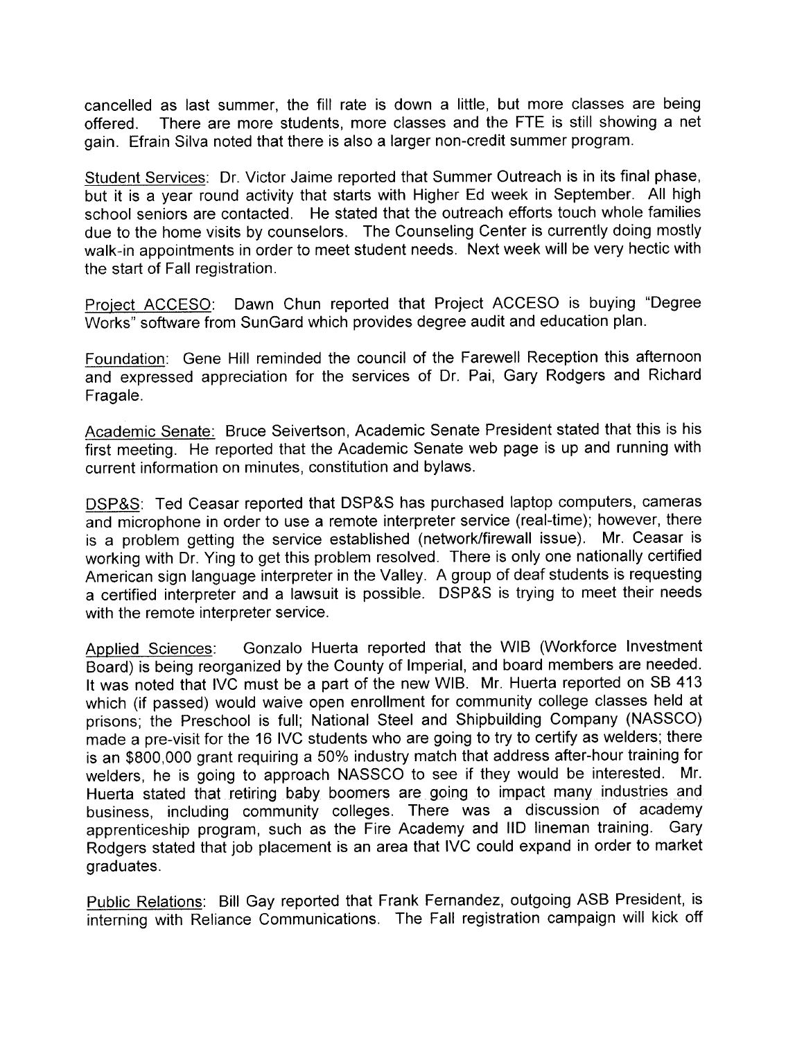cancelled as last summer, the fill rate is down a little, but more classes are being offered. There are more students, more classes and the FTE is still showing a net gain. Efrain Silva noted that there is also a larger non-credit summer program.

Student Services: Dr. Victor Jaime reported that Summer Outreach is in its final phase, but it is a year round activity that starts with Higher Ed week in September. All high school seniors are contacted. He stated that the outreach efforts touch whole families due to the home visits by counselors. The Counseling Center is currently doing mostly walk-in appointments in order to meet student needs. Next week will be very hectic with the start of Fall registration.

Project ACCESO: Dawn Chun reported that Project ACCESO is buying "Degree Works" software from SunGard which provides degree audit and education plan.

Foundation: Gene Hill reminded the council of the Farewell Reception this afternoon and expressed appreciation for the services of Dr. Pai, Gary Rodgers and Richard Fragale.

Academic Senate: Bruce Seivertson, Academic Senate President stated that this is his first meeting. He reported that the Academic Senate web page is up and running with current information on minutes, constitution and bylaws.

DSP&S: Ted Ceasar reported that DSP&S has purchased laptop computers, cameras and microphone in order to use a remote interpreter service (real-time); however, there is a problem getting the service established (network/firewall issue). Mr. Ceasar is working with Dr. Ying to get this problem resolved. There is only one nationally certified American sign language interpreter in the Valley. A group of deaf students is requesting a certified interpreter and a lawsuit is possible. DSP&S is trying to meet their needs with the remote interpreter service.

Applied Sciences: Gonzalo Huerta reported that the WIB (Workforce Investment Board) is being reorganized by the County of Imperial, and board members are needed. It was noted that IVC must be a part of the new WIB. Mr. Huerta reported on SB 413 which (if passed) would waive open enrollment for community college classes held at prisons; the Preschool is full; National Steel and Shipbuilding Company (NASSCO) made a pre-visit for the 16 IVC students who are going to try to certify as welders; there is an $800,000 grant requiring a 50% industry match that address after-hour training for welders, he is going to approach NASSCO to see if they would be interested. Mr. Huerta stated that retiring baby boomers are going to impact many industries and business, including community colleges. There was a discussion of academy apprenticeship program, such as the Fire Academy and IID lineman training. Gary Rodgers stated that job placement is an area that IVC could expand in order to market graduates.

Public Relations: Bill Gay reported that Frank Fernandez, outgoing ASB President, is interning with Reliance Communications. The Fall registration campaign will kick off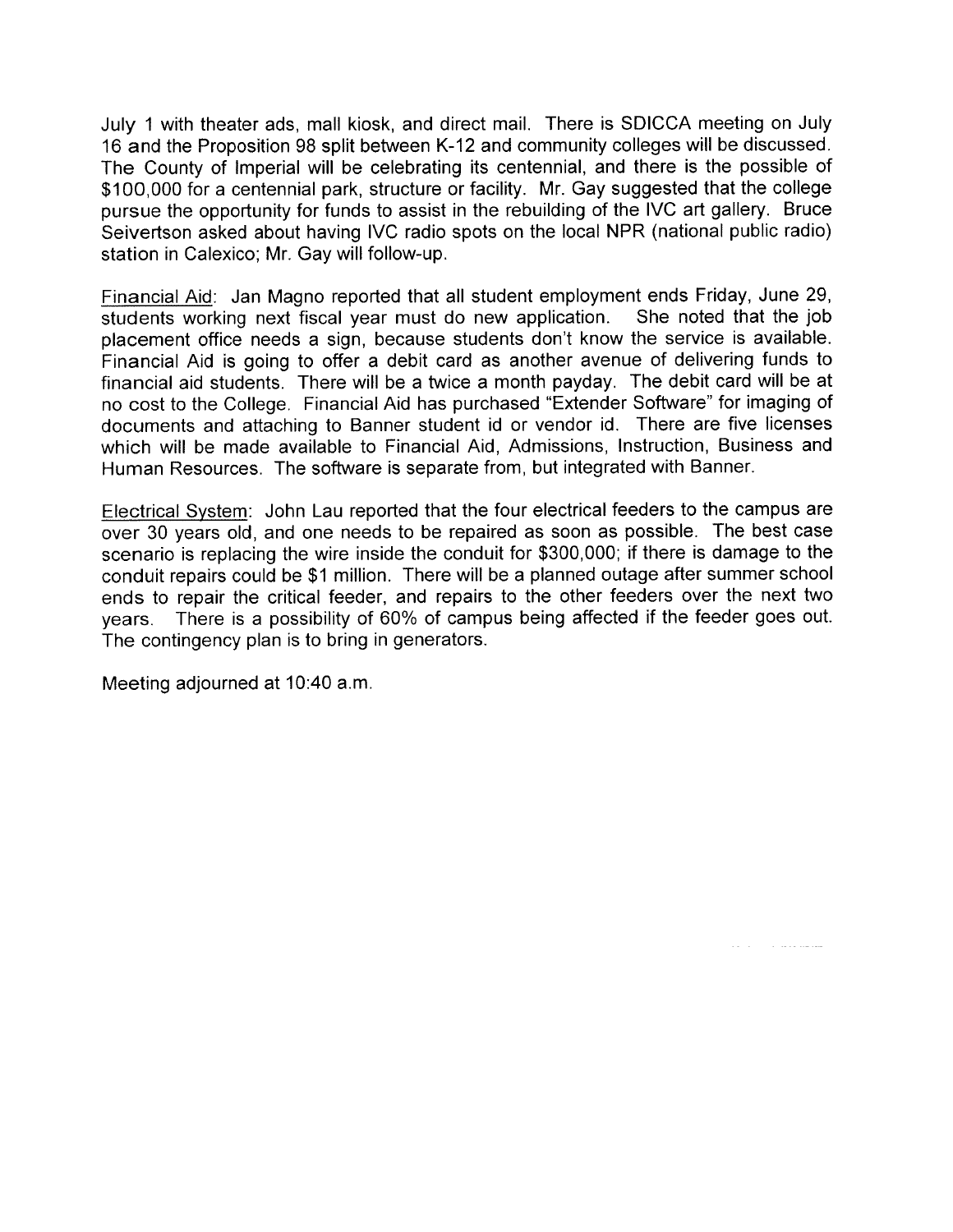July 1 with theater ads, mall kiosk, and direct mail. There is SDICCA meeting on July 16 and the Proposition 98 split between K-12 and community colleges will be discussed. The County of Imperial will be celebrating its centennial, and there is the possible of $100,000 for a centennial park, structure or facility. Mr. Gay suggested that the college pursue the opportunity for funds to assist in the rebuilding of the IVC art gallery. Bruce Seivertson asked about having IVC radio spots on the local NPR (national public radio) station in Calexico; Mr. Gay will follow-up.

Financial Aid: Jan Magno reported that all student employment ends Friday, June 29, students working next fiscal year must do new application. She noted that the job placement office needs a sign, because students don't know the service is available. Financial Aid is going to offer a debit card as another avenue of delivering funds to financial aid students. There will be a twice a month payday. The debit card will be at no cost to the College. Financial Aid has purchased "Extender Software" for imaging of documents and attaching to Banner student id or vendor id. There are five licenses which will be made available to Financial Aid, Admissions, Instruction, Business and Human Resources. The software is separate from, but integrated with Banner.

Electrical System: John Lau reported that the four electrical feeders to the campus are over 30 years old, and one needs to be repaired as soon as possible. The best case scenario is replacing the wire inside the conduit for $300,000; if there is damage to the conduit repairs could be $1 million. There will be a planned outage after summer school ends to repair the critical feeder, and repairs to the other feeders over the next two years. There is a possibility of 60% of campus being affected if the feeder goes out. The contingency plan is to bring in generators.

Meeting adjourned at 10:40 a.m.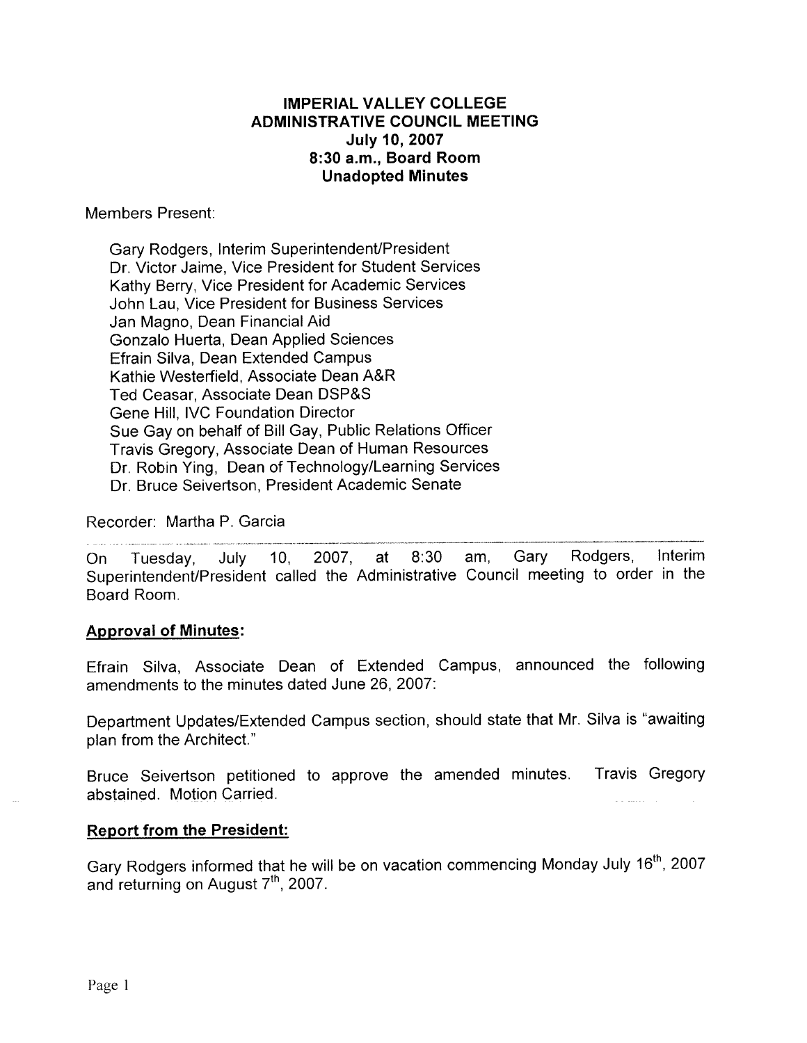**IMPERIAL VALLEY COLLEGE**
**ADMINISTRATIVE COUNCIL MEETING**
**July 10, 2007**
**8:30 a.m., Board Room**
**Unadopted Minutes**

Members Present:

Gary Rodgers, Interim Superintendent/President
Dr. Victor Jaime, Vice President for Student Services
Kathy Berry, Vice President for Academic Services
John Lau, Vice President for Business Services
Jan Magno, Dean Financial Aid
Gonzalo Huerta, Dean Applied Sciences
Efrain Silva, Dean Extended Campus
Kathie Westerfield, Associate Dean A&R
Ted Ceasar, Associate Dean DSP&S
Gene Hill, IVC Foundation Director
Sue Gay on behalf of Bill Gay, Public Relations Officer
Travis Gregory, Associate Dean of Human Resources
Dr. Robin Ying, Dean of Technology/Learning Services
Dr. Bruce Seivertson, President Academic Senate

Recorder: Martha P. Garcia

---

On Tuesday, July 10, 2007, at 8:30 am, Gary Rodgers, Interim Superintendent/President called the Administrative Council meeting to order in the Board Room.

**Approval of Minutes:**

Efrain Silva, Associate Dean of Extended Campus, announced the following amendments to the minutes dated June 26, 2007:

Department Updates/Extended Campus section, should state that Mr. Silva is "awaiting plan from the Architect."

Bruce Seivertson petitioned to approve the amended minutes. Travis Gregory abstained. Motion Carried.

**Report from the President:**

Gary Rodgers informed that he will be on vacation commencing Monday July 16th, 2007 and returning on August 7th, 2007.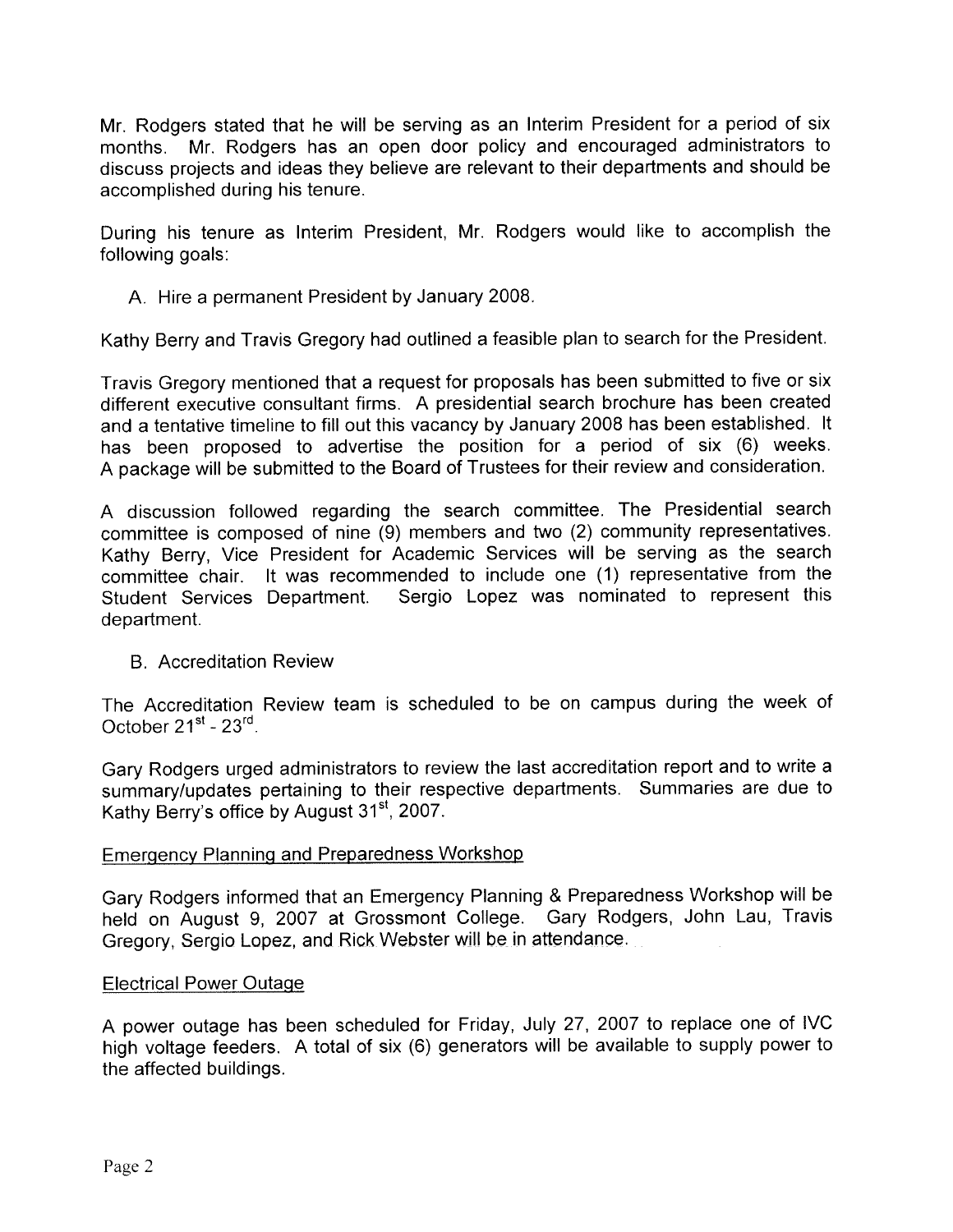Mr. Rodgers stated that he will be serving as an Interim President for a period of six months. Mr. Rodgers has an open door policy and encouraged administrators to discuss projects and ideas they believe are relevant to their departments and should be accomplished during his tenure.

During his tenure as Interim President, Mr. Rodgers would like to accomplish the following goals:

A. Hire a permanent President by January 2008.

Kathy Berry and Travis Gregory had outlined a feasible plan to search for the President.

Travis Gregory mentioned that a request for proposals has been submitted to five or six different executive consultant firms. A presidential search brochure has been created and a tentative timeline to fill out this vacancy by January 2008 has been established. It has been proposed to advertise the position for a period of six (6) weeks. A package will be submitted to the Board of Trustees for their review and consideration.

A discussion followed regarding the search committee. The Presidential search committee is composed of nine (9) members and two (2) community representatives. Kathy Berry, Vice President for Academic Services will be serving as the search committee chair. It was recommended to include one (1) representative from the Student Services Department. Sergio Lopez was nominated to represent this department.

B. Accreditation Review

The Accreditation Review team is scheduled to be on campus during the week of October 21st - 23rd.

Gary Rodgers urged administrators to review the last accreditation report and to write a summary/updates pertaining to their respective departments. Summaries are due to Kathy Berry's office by August 31st, 2007.

<u>Emergency Planning and Preparedness Workshop</u>

Gary Rodgers informed that an Emergency Planning & Preparedness Workshop will be held on August 9, 2007 at Grossmont College. Gary Rodgers, John Lau, Travis Gregory, Sergio Lopez, and Rick Webster will be in attendance.

<u>Electrical Power Outage</u>

A power outage has been scheduled for Friday, July 27, 2007 to replace one of IVC high voltage feeders. A total of six (6) generators will be available to supply power to the affected buildings.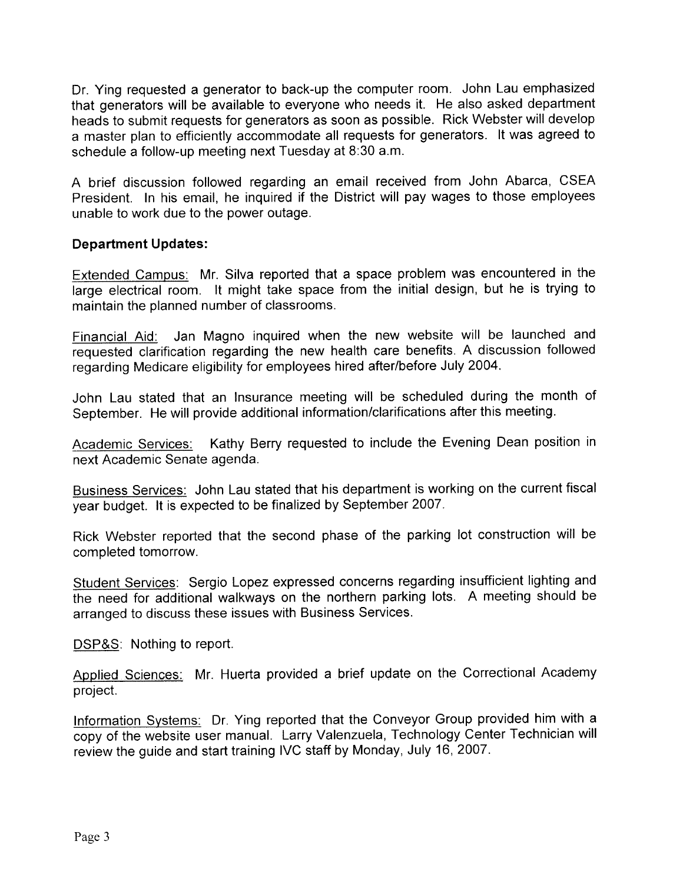Dr. Ying requested a generator to back-up the computer room. John Lau emphasized that generators will be available to everyone who needs it. He also asked department heads to submit requests for generators as soon as possible. Rick Webster will develop a master plan to efficiently accommodate all requests for generators. It was agreed to schedule a follow-up meeting next Tuesday at 8:30 a.m.

A brief discussion followed regarding an email received from John Abarca, CSEA President. In his email, he inquired if the District will pay wages to those employees unable to work due to the power outage.

**Department Updates:**

Extended Campus: Mr. Silva reported that a space problem was encountered in the large electrical room. It might take space from the initial design, but he is trying to maintain the planned number of classrooms.

Financial Aid: Jan Magno inquired when the new website will be launched and requested clarification regarding the new health care benefits. A discussion followed regarding Medicare eligibility for employees hired after/before July 2004.

John Lau stated that an Insurance meeting will be scheduled during the month of September. He will provide additional information/clarifications after this meeting.

Academic Services: Kathy Berry requested to include the Evening Dean position in next Academic Senate agenda.

Business Services: John Lau stated that his department is working on the current fiscal year budget. It is expected to be finalized by September 2007.

Rick Webster reported that the second phase of the parking lot construction will be completed tomorrow.

Student Services: Sergio Lopez expressed concerns regarding insufficient lighting and the need for additional walkways on the northern parking lots. A meeting should be arranged to discuss these issues with Business Services.

DSP&S: Nothing to report.

Applied Sciences: Mr. Huerta provided a brief update on the Correctional Academy project.

Information Systems: Dr. Ying reported that the Conveyor Group provided him with a copy of the website user manual. Larry Valenzuela, Technology Center Technician will review the guide and start training IVC staff by Monday, July 16, 2007.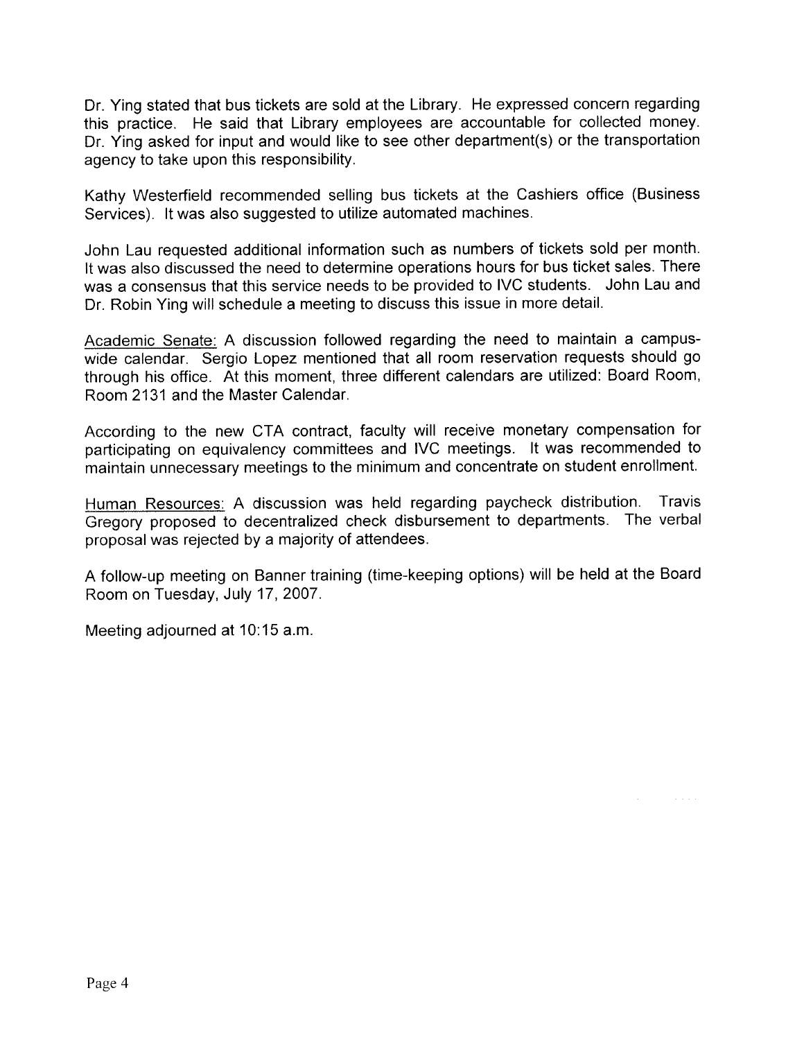Dr. Ying stated that bus tickets are sold at the Library. He expressed concern regarding this practice. He said that Library employees are accountable for collected money. Dr. Ying asked for input and would like to see other department(s) or the transportation agency to take upon this responsibility.

Kathy Westerfield recommended selling bus tickets at the Cashiers office (Business Services). It was also suggested to utilize automated machines.

John Lau requested additional information such as numbers of tickets sold per month. It was also discussed the need to determine operations hours for bus ticket sales. There was a consensus that this service needs to be provided to IVC students. John Lau and Dr. Robin Ying will schedule a meeting to discuss this issue in more detail.

<u>Academic Senate:</u> A discussion followed regarding the need to maintain a campus-wide calendar. Sergio Lopez mentioned that all room reservation requests should go through his office. At this moment, three different calendars are utilized: Board Room, Room 2131 and the Master Calendar.

According to the new CTA contract, faculty will receive monetary compensation for participating on equivalency committees and IVC meetings. It was recommended to maintain unnecessary meetings to the minimum and concentrate on student enrollment.

<u>Human Resources:</u> A discussion was held regarding paycheck distribution. Travis Gregory proposed to decentralized check disbursement to departments. The verbal proposal was rejected by a majority of attendees.

A follow-up meeting on Banner training (time-keeping options) will be held at the Board Room on Tuesday, July 17, 2007.

Meeting adjourned at 10:15 a.m.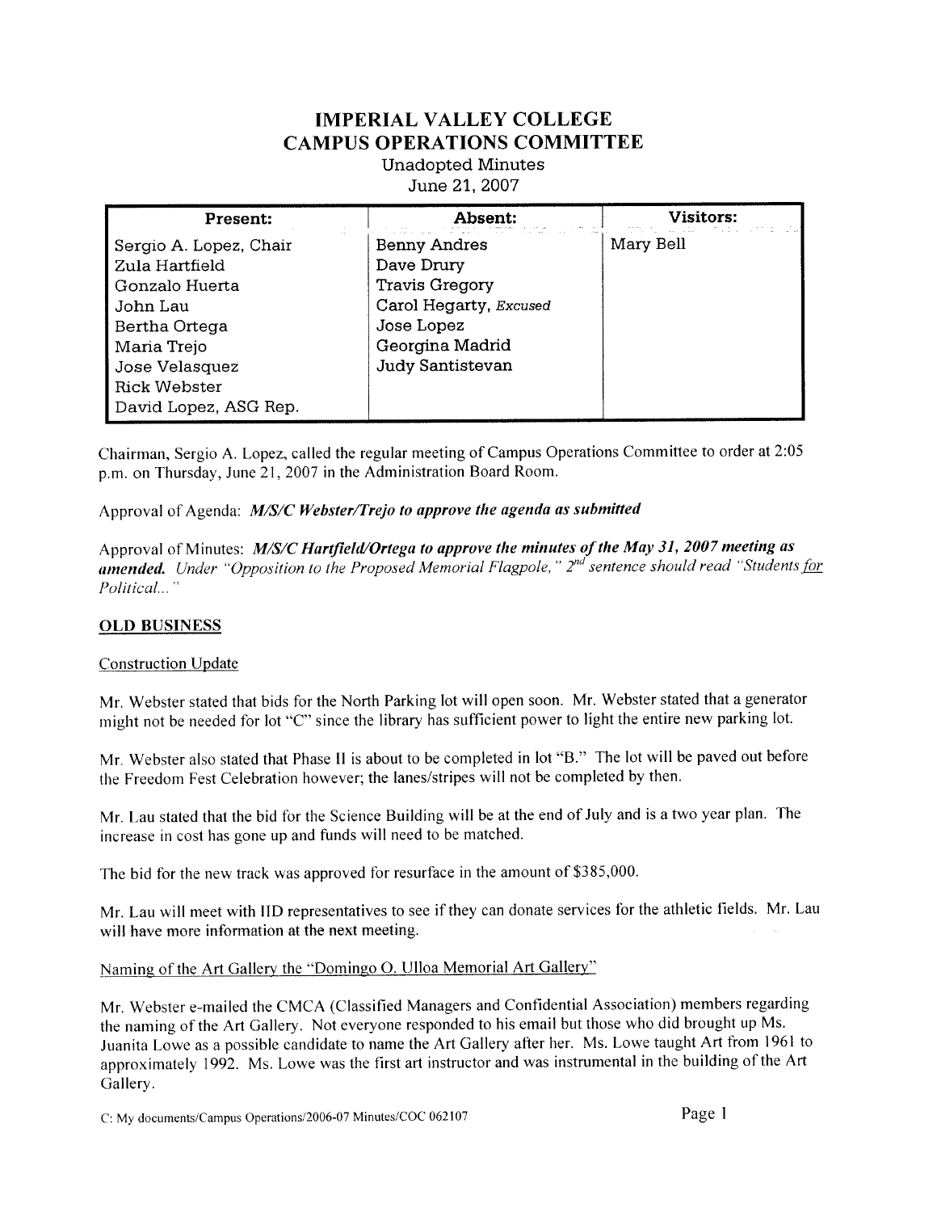# IMPERIAL VALLEY COLLEGE
# CAMPUS OPERATIONS COMMITTEE

Unadopted Minutes
June 21, 2007

| Present: | Absent: | Visitors: |
|---|---|---|
| Sergio A. Lopez, Chair | Benny Andres | Mary Bell |
| Zula Hartfield | Dave Drury | |
| Gonzalo Huerta | Travis Gregory | |
| John Lau | Carol Hegarty, *Excused* | |
| Bertha Ortega | Jose Lopez | |
| Maria Trejo | Georgina Madrid | |
| Jose Velasquez | Judy Santistevan | |
| Rick Webster | | |
| David Lopez, ASG Rep. | | |

Chairman, Sergio A. Lopez, called the regular meeting of Campus Operations Committee to order at 2:05 p.m. on Thursday, June 21, 2007 in the Administration Board Room.

Approval of Agenda: ***M/S/C Webster/Trejo to approve the agenda as submitted***

Approval of Minutes: ***M/S/C Hartfield/Ortega to approve the minutes of the May 31, 2007 meeting as amended.*** *Under "Opposition to the Proposed Memorial Flagpole," 2nd sentence should read "Students for Political..."*

## OLD BUSINESS

### Construction Update

Mr. Webster stated that bids for the North Parking lot will open soon. Mr. Webster stated that a generator might not be needed for lot "C" since the library has sufficient power to light the entire new parking lot.

Mr. Webster also stated that Phase II is about to be completed in lot "B." The lot will be paved out before the Freedom Fest Celebration however; the lanes/stripes will not be completed by then.

Mr. Lau stated that the bid for the Science Building will be at the end of July and is a two year plan. The increase in cost has gone up and funds will need to be matched.

The bid for the new track was approved for resurface in the amount of $385,000.

Mr. Lau will meet with IID representatives to see if they can donate services for the athletic fields. Mr. Lau will have more information at the next meeting.

### Naming of the Art Gallery the "Domingo O. Ulloa Memorial Art Gallery"

Mr. Webster e-mailed the CMCA (Classified Managers and Confidential Association) members regarding the naming of the Art Gallery. Not everyone responded to his email but those who did brought up Ms. Juanita Lowe as a possible candidate to name the Art Gallery after her. Ms. Lowe taught Art from 1961 to approximately 1992. Ms. Lowe was the first art instructor and was instrumental in the building of the Art Gallery.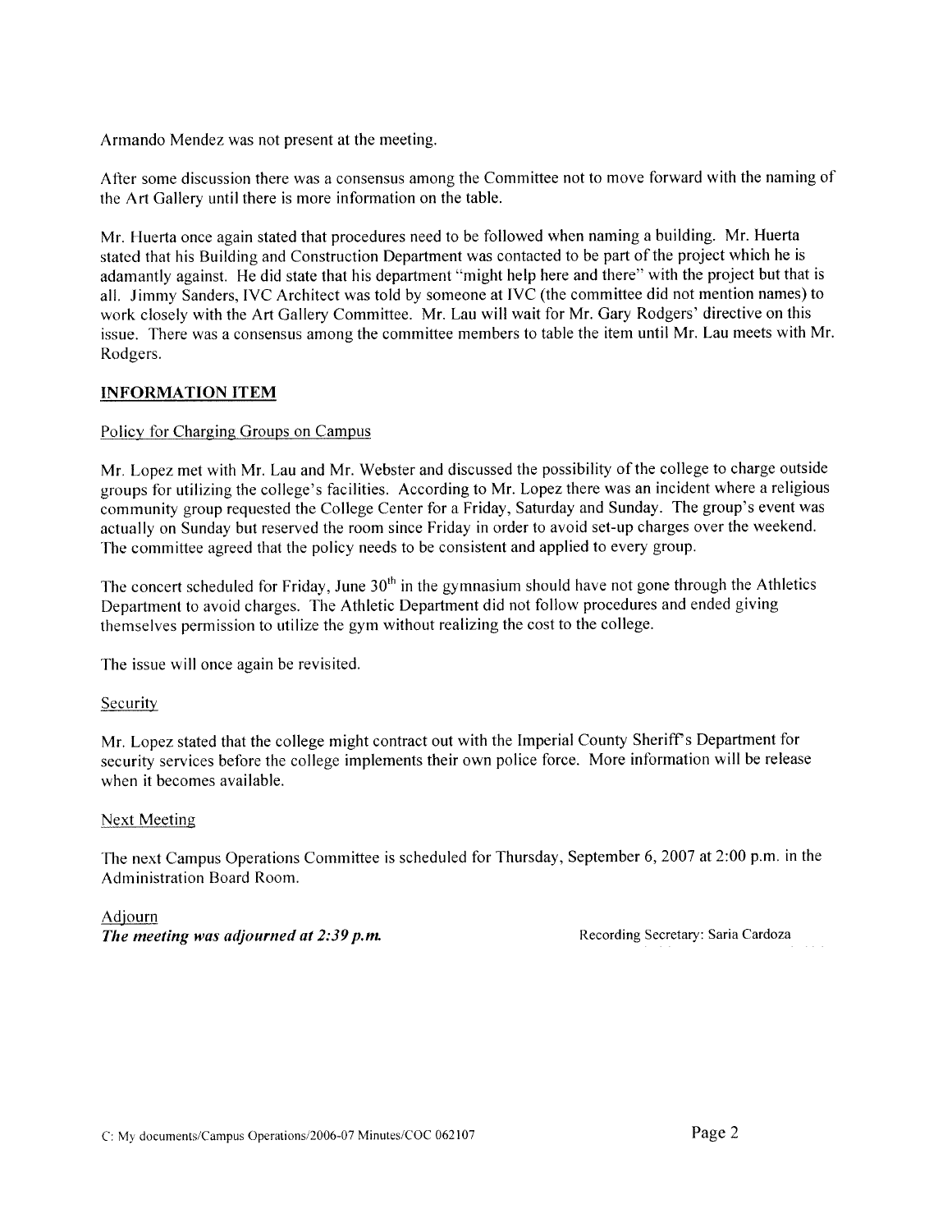Armando Mendez was not present at the meeting.

After some discussion there was a consensus among the Committee not to move forward with the naming of the Art Gallery until there is more information on the table.

Mr. Huerta once again stated that procedures need to be followed when naming a building. Mr. Huerta stated that his Building and Construction Department was contacted to be part of the project which he is adamantly against. He did state that his department "might help here and there" with the project but that is all. Jimmy Sanders, IVC Architect was told by someone at IVC (the committee did not mention names) to work closely with the Art Gallery Committee. Mr. Lau will wait for Mr. Gary Rodgers' directive on this issue. There was a consensus among the committee members to table the item until Mr. Lau meets with Mr. Rodgers.

## INFORMATION ITEM

### Policy for Charging Groups on Campus

Mr. Lopez met with Mr. Lau and Mr. Webster and discussed the possibility of the college to charge outside groups for utilizing the college's facilities. According to Mr. Lopez there was an incident where a religious community group requested the College Center for a Friday, Saturday and Sunday. The group's event was actually on Sunday but reserved the room since Friday in order to avoid set-up charges over the weekend. The committee agreed that the policy needs to be consistent and applied to every group.

The concert scheduled for Friday, June 30th in the gymnasium should have not gone through the Athletics Department to avoid charges. The Athletic Department did not follow procedures and ended giving themselves permission to utilize the gym without realizing the cost to the college.

The issue will once again be revisited.

### Security

Mr. Lopez stated that the college might contract out with the Imperial County Sheriff's Department for security services before the college implements their own police force. More information will be release when it becomes available.

### Next Meeting

The next Campus Operations Committee is scheduled for Thursday, September 6, 2007 at 2:00 p.m. in the Administration Board Room.

### Adjourn

***The meeting was adjourned at 2:39 p.m.***

Recording Secretary: Saria Cardoza

C: My documents/Campus Operations/2006-07 Minutes/COC 062107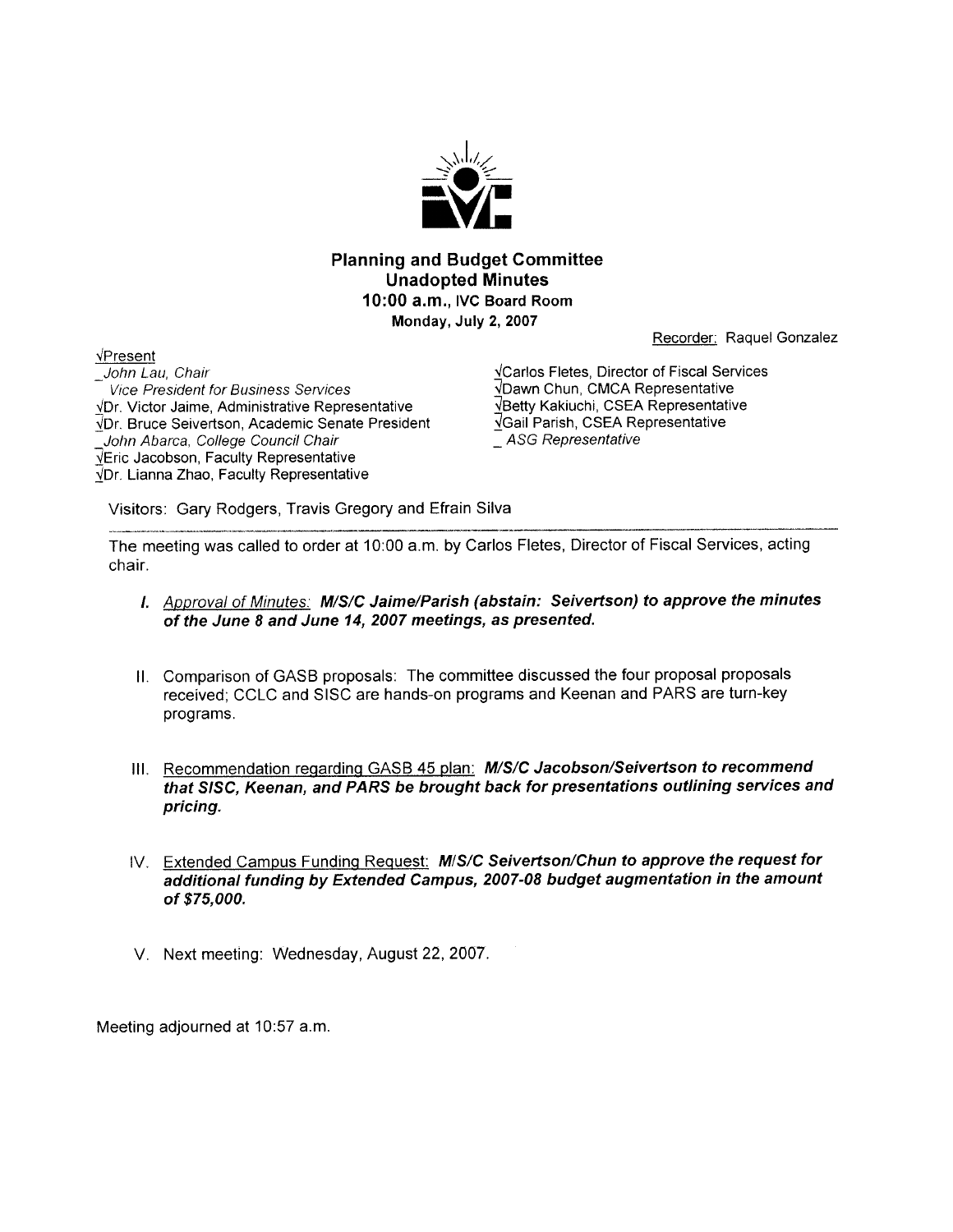**Planning and Budget Committee**
**Unadopted Minutes**
**10:00 a.m., IVC Board Room**
**Monday, July 2, 2007**

Recorder: Raquel Gonzalez

√Present
_*John Lau, Chair*
*Vice President for Business Services*
√Dr. Victor Jaime, Administrative Representative
√Dr. Bruce Seivertson, Academic Senate President
_*John Abarca, College Council Chair*
√Eric Jacobson, Faculty Representative
√Dr. Lianna Zhao, Faculty Representative
√Carlos Fletes, Director of Fiscal Services
√Dawn Chun, CMCA Representative
√Betty Kakiuchi, CSEA Representative
√Gail Parish, CSEA Representative
_ *ASG Representative*

Visitors: Gary Rodgers, Travis Gregory and Efrain Silva

The meeting was called to order at 10:00 a.m. by Carlos Fletes, Director of Fiscal Services, acting chair.

I. *Approval of Minutes:* ***M/S/C Jaime/Parish (abstain: Seivertson) to approve the minutes of the June 8 and June 14, 2007 meetings, as presented.***

II. Comparison of GASB proposals: The committee discussed the four proposal proposals received; CCLC and SISC are hands-on programs and Keenan and PARS are turn-key programs.

III. Recommendation regarding GASB 45 plan: ***M/S/C Jacobson/Seivertson to recommend that SISC, Keenan, and PARS be brought back for presentations outlining services and pricing.***

IV. Extended Campus Funding Request: ***M/S/C Seivertson/Chun to approve the request for additional funding by Extended Campus, 2007-08 budget augmentation in the amount of $75,000.***

V. Next meeting: Wednesday, August 22, 2007.

Meeting adjourned at 10:57 a.m.